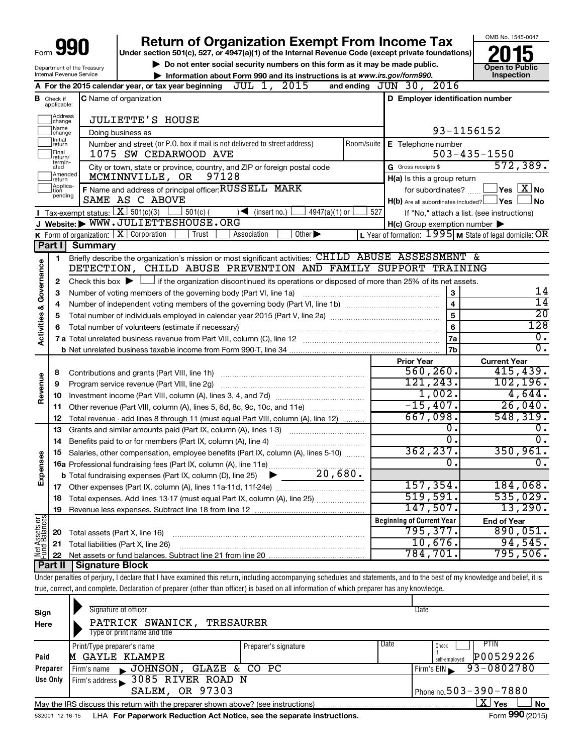Form **990**

# Return of Organization Exempt From Income Tax

Under section 501(c), 527, or 4947(a)(1) of the Internal Revenue Code (except private foundations)

▶ Do not enter social security numbers on this form as it may be made public.

▶ Information about Form 990 and its instructions is at www.irs.gov/form990.

Department of the Treasury
Internal Revenue Service

OMB No. 1545-0047

**2015**

**Open to Public Inspection**

**A** For the 2015 calendar year, or tax year beginning JUL 1, 2015 and ending JUN 30, 2016

**B** Check if applicable: Address change, Name change, Initial return, Final return/terminated, Amended return, Application pending

**C** Name of organization: JULIETTE'S HOUSE

Doing business as

Number and street (or P.O. box if mail is not delivered to street address): 1075 SW CEDARWOOD AVE | Room/suite

City or town, state or province, country, and ZIP or foreign postal code: MCMINNVILLE, OR 97128

**D** Employer identification number: 93-1156152

**E** Telephone number: 503-435-1550

**G** Gross receipts $ 572,389.

**F** Name and address of principal officer: RUSSELL MARK
SAME AS C ABOVE

**H(a)** Is this a group return for subordinates? ☐ Yes ☒ No

**H(b)** Are all subordinates included? ☐ Yes ☐ No
If "No," attach a list. (see instructions)

**H(c)** Group exemption number ▶

**I** Tax-exempt status: ☒ 501(c)(3) ☐ 501(c) ( ) ◀ (insert no.) ☐ 4947(a)(1) or ☐ 527

**J** Website: ▶ WWW.JULIETTESHOUSE.ORG

**K** Form of organization: ☒ Corporation ☐ Trust ☐ Association ☐ Other ▶

**L** Year of formation: 1995 **M** State of legal domicile: OR

## Part I Summary

**Activities & Governance**

1 Briefly describe the organization's mission or most significant activities: CHILD ABUSE ASSESSMENT & DETECTION, CHILD ABUSE PREVENTION AND FAMILY SUPPORT TRAINING

2 Check this box ▶ ☐ if the organization discontinued its operations or disposed of more than 25% of its net assets.

| | | | |
|---|---|---|---|
| 3 | Number of voting members of the governing body (Part VI, line 1a) | 3 | 14 |
| 4 | Number of independent voting members of the governing body (Part VI, line 1b) | 4 | 14 |
| 5 | Total number of individuals employed in calendar year 2015 (Part V, line 2a) | 5 | 20 |
| 6 | Total number of volunteers (estimate if necessary) | 6 | 128 |
| 7a | Total unrelated business revenue from Part VIII, column (C), line 12 | 7a | 0. |
| b | Net unrelated business taxable income from Form 990-T, line 34 | 7b | 0. |

| | | | Prior Year | Current Year |
|---|---|---|---|---|
| **Revenue** | 8 | Contributions and grants (Part VIII, line 1h) | 560,260. | 415,439. |
| | 9 | Program service revenue (Part VIII, line 2g) | 121,243. | 102,196. |
| | 10 | Investment income (Part VIII, column (A), lines 3, 4, and 7d) | 1,002. | 4,644. |
| | 11 | Other revenue (Part VIII, column (A), lines 5, 6d, 8c, 9c, 10c, and 11e) | -15,407. | 26,040. |
| | 12 | Total revenue - add lines 8 through 11 (must equal Part VIII, column (A), line 12) | 667,098. | 548,319. |
| **Expenses** | 13 | Grants and similar amounts paid (Part IX, column (A), lines 1-3) | 0. | 0. |
| | 14 | Benefits paid to or for members (Part IX, column (A), line 4) | 0. | 0. |
| | 15 | Salaries, other compensation, employee benefits (Part IX, column (A), lines 5-10) | 362,237. | 350,961. |
| | 16a | Professional fundraising fees (Part IX, column (A), line 11e) | 0. | 0. |
| | b | Total fundraising expenses (Part IX, column (D), line 25) ▶ 20,680. | | |
| | 17 | Other expenses (Part IX, column (A), lines 11a-11d, 11f-24e) | 157,354. | 184,068. |
| | 18 | Total expenses. Add lines 13-17 (must equal Part IX, column (A), line 25) | 519,591. | 535,029. |
| | 19 | Revenue less expenses. Subtract line 18 from line 12 | 147,507. | 13,290. |

| | | | Beginning of Current Year | End of Year |
|---|---|---|---|---|
| **Net Assets or Fund Balances** | 20 | Total assets (Part X, line 16) | 795,377. | 890,051. |
| | 21 | Total liabilities (Part X, line 26) | 10,676. | 94,545. |
| | 22 | Net assets or fund balances. Subtract line 21 from line 20 | 784,701. | 795,506. |

## Part II Signature Block

Under penalties of perjury, I declare that I have examined this return, including accompanying schedules and statements, and to the best of my knowledge and belief, it is true, correct, and complete. Declaration of preparer (other than officer) is based on all information of which preparer has any knowledge.

**Sign Here**

Signature of officer | Date

PATRICK SWANICK, TREASURER
Type or print name and title

**Paid Preparer Use Only**

| Print/Type preparer's name | Preparer's signature | Date | Check ☐ if self-employed | PTIN |
|---|---|---|---|---|
| M GAYLE KLAMPE | | | | P00529226 |

Firm's name ▶ JOHNSON, GLAZE & CO PC | Firm's EIN ▶ 93-0802780

Firm's address ▶ 3085 RIVER ROAD N, SALEM, OR 97303 | Phone no. 503-390-7880

May the IRS discuss this return with the preparer shown above? (see instructions) ☒ Yes ☐ No

532001 12-16-15 LHA For Paperwork Reduction Act Notice, see the separate instructions. Form **990** (2015)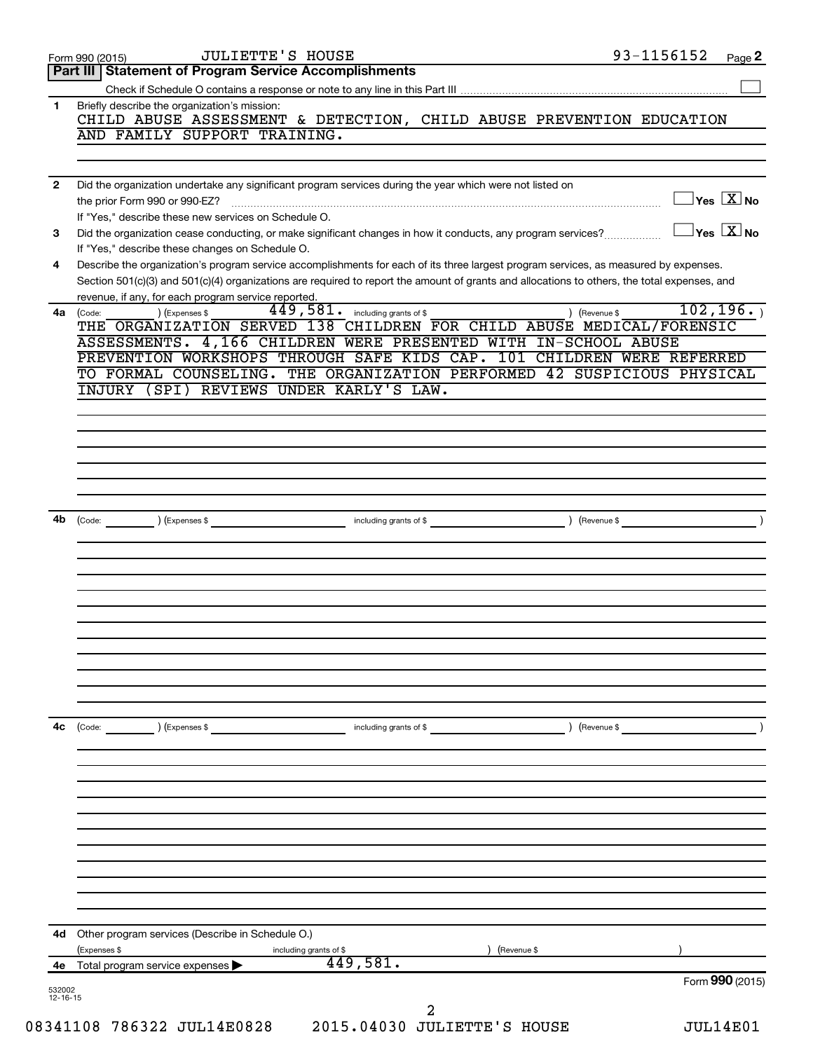Form 990 (2015) JULIETTE'S HOUSE 93-1156152 Page **2**

## Part III Statement of Program Service Accomplishments

Check if Schedule O contains a response or note to any line in this Part III ☐

**1** Briefly describe the organization's mission:

CHILD ABUSE ASSESSMENT & DETECTION, CHILD ABUSE PREVENTION EDUCATION AND FAMILY SUPPORT TRAINING.

**2** Did the organization undertake any significant program services during the year which were not listed on the prior Form 990 or 990-EZ? ☐ Yes ☒ No

If "Yes," describe these new services on Schedule O.

**3** Did the organization cease conducting, or make significant changes in how it conducts, any program services? ☐ Yes ☒ No

If "Yes," describe these changes on Schedule O.

**4** Describe the organization's program service accomplishments for each of its three largest program services, as measured by expenses. Section 501(c)(3) and 501(c)(4) organizations are required to report the amount of grants and allocations to others, the total expenses, and revenue, if any, for each program service reported.

**4a** (Code: ) (Expenses $ 449,581. including grants of $ ) (Revenue $ 102,196. )

THE ORGANIZATION SERVED 138 CHILDREN FOR CHILD ABUSE MEDICAL/FORENSIC ASSESSMENTS. 4,166 CHILDREN WERE PRESENTED WITH IN-SCHOOL ABUSE PREVENTION WORKSHOPS THROUGH SAFE KIDS CAP. 101 CHILDREN WERE REFERRED TO FORMAL COUNSELING. THE ORGANIZATION PERFORMED 42 SUSPICIOUS PHYSICAL INJURY (SPI) REVIEWS UNDER KARLY'S LAW.

**4b** (Code: ) (Expenses $ including grants of $ ) (Revenue $ )

**4c** (Code: ) (Expenses $ including grants of $ ) (Revenue $ )

**4d** Other program services (Describe in Schedule O.)

(Expenses $ including grants of $ ) (Revenue $ )

**4e** Total program service expenses ▶ 449,581.

Form **990** (2015)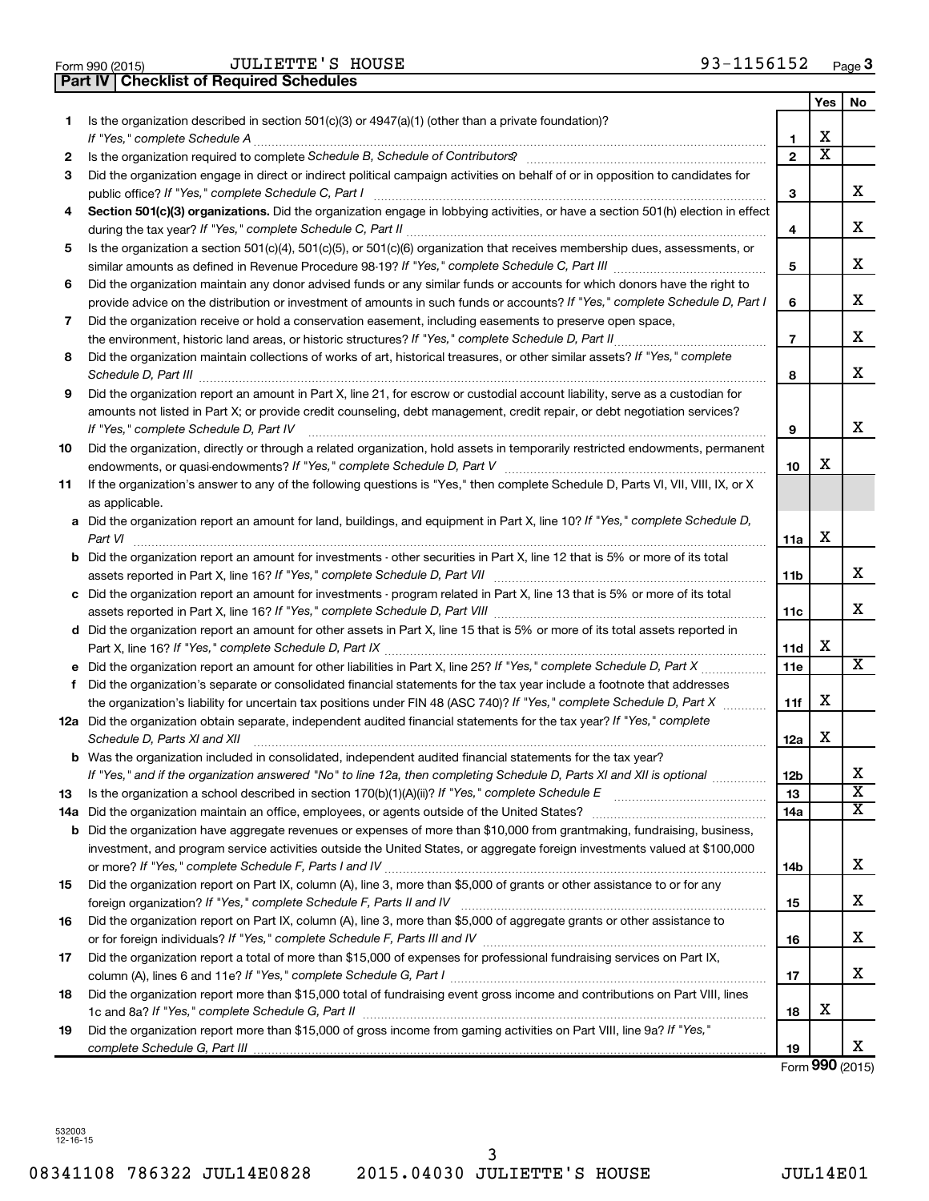Form 990 (2015) JULIETTE'S HOUSE 93-1156152 Page 3

## Part IV Checklist of Required Schedules

| | | | Yes | No |
|---|---|---|---|---|
| 1 | Is the organization described in section 501(c)(3) or 4947(a)(1) (other than a private foundation)? *If "Yes," complete Schedule A* | 1 | X | |
| 2 | Is the organization required to complete *Schedule B, Schedule of Contributors*? | 2 | X | |
| 3 | Did the organization engage in direct or indirect political campaign activities on behalf of or in opposition to candidates for public office? *If "Yes," complete Schedule C, Part I* | 3 | | X |
| 4 | **Section 501(c)(3) organizations.** Did the organization engage in lobbying activities, or have a section 501(h) election in effect during the tax year? *If "Yes," complete Schedule C, Part II* | 4 | | X |
| 5 | Is the organization a section 501(c)(4), 501(c)(5), or 501(c)(6) organization that receives membership dues, assessments, or similar amounts as defined in Revenue Procedure 98-19? *If "Yes," complete Schedule C, Part III* | 5 | | X |
| 6 | Did the organization maintain any donor advised funds or any similar funds or accounts for which donors have the right to provide advice on the distribution or investment of amounts in such funds or accounts? *If "Yes," complete Schedule D, Part I* | 6 | | X |
| 7 | Did the organization receive or hold a conservation easement, including easements to preserve open space, the environment, historic land areas, or historic structures? *If "Yes," complete Schedule D, Part II* | 7 | | X |
| 8 | Did the organization maintain collections of works of art, historical treasures, or other similar assets? *If "Yes," complete Schedule D, Part III* | 8 | | X |
| 9 | Did the organization report an amount in Part X, line 21, for escrow or custodial account liability, serve as a custodian for amounts not listed in Part X; or provide credit counseling, debt management, credit repair, or debt negotiation services? *If "Yes," complete Schedule D, Part IV* | 9 | | X |
| 10 | Did the organization, directly or through a related organization, hold assets in temporarily restricted endowments, permanent endowments, or quasi-endowments? *If "Yes," complete Schedule D, Part V* | 10 | X | |
| 11 | If the organization's answer to any of the following questions is "Yes," then complete Schedule D, Parts VI, VII, VIII, IX, or X as applicable. | | | |
| a | Did the organization report an amount for land, buildings, and equipment in Part X, line 10? *If "Yes," complete Schedule D, Part VI* | 11a | X | |
| b | Did the organization report an amount for investments - other securities in Part X, line 12 that is 5% or more of its total assets reported in Part X, line 16? *If "Yes," complete Schedule D, Part VII* | 11b | | X |
| c | Did the organization report an amount for investments - program related in Part X, line 13 that is 5% or more of its total assets reported in Part X, line 16? *If "Yes," complete Schedule D, Part VIII* | 11c | | X |
| d | Did the organization report an amount for other assets in Part X, line 15 that is 5% or more of its total assets reported in Part X, line 16? *If "Yes," complete Schedule D, Part IX* | 11d | X | |
| e | Did the organization report an amount for other liabilities in Part X, line 25? *If "Yes," complete Schedule D, Part X* | 11e | | X |
| f | Did the organization's separate or consolidated financial statements for the tax year include a footnote that addresses the organization's liability for uncertain tax positions under FIN 48 (ASC 740)? *If "Yes," complete Schedule D, Part X* | 11f | X | |
| 12a | Did the organization obtain separate, independent audited financial statements for the tax year? *If "Yes," complete Schedule D, Parts XI and XII* | 12a | X | |
| b | Was the organization included in consolidated, independent audited financial statements for the tax year? *If "Yes," and if the organization answered "No" to line 12a, then completing Schedule D, Parts XI and XII is optional* | 12b | | X |
| 13 | Is the organization a school described in section 170(b)(1)(A)(ii)? *If "Yes," complete Schedule E* | 13 | | X |
| 14a | Did the organization maintain an office, employees, or agents outside of the United States? | 14a | | X |
| b | Did the organization have aggregate revenues or expenses of more than $10,000 from grantmaking, fundraising, business, investment, and program service activities outside the United States, or aggregate foreign investments valued at $100,000 or more? *If "Yes," complete Schedule F, Parts I and IV* | 14b | | X |
| 15 | Did the organization report on Part IX, column (A), line 3, more than $5,000 of grants or other assistance to or for any foreign organization? *If "Yes," complete Schedule F, Parts II and IV* | 15 | | X |
| 16 | Did the organization report on Part IX, column (A), line 3, more than $5,000 of aggregate grants or other assistance to or for foreign individuals? *If "Yes," complete Schedule F, Parts III and IV* | 16 | | X |
| 17 | Did the organization report a total of more than $15,000 of expenses for professional fundraising services on Part IX, column (A), lines 6 and 11e? *If "Yes," complete Schedule G, Part I* | 17 | | X |
| 18 | Did the organization report more than $15,000 total of fundraising event gross income and contributions on Part VIII, lines 1c and 8a? *If "Yes," complete Schedule G, Part II* | 18 | X | |
| 19 | Did the organization report more than $15,000 of gross income from gaming activities on Part VIII, line 9a? *If "Yes," complete Schedule G, Part III* | 19 | | X |

Form **990** (2015)

532003 12-16-15

08341108 786322 JUL14E0828 2015.04030 JULIETTE'S HOUSE JUL14E01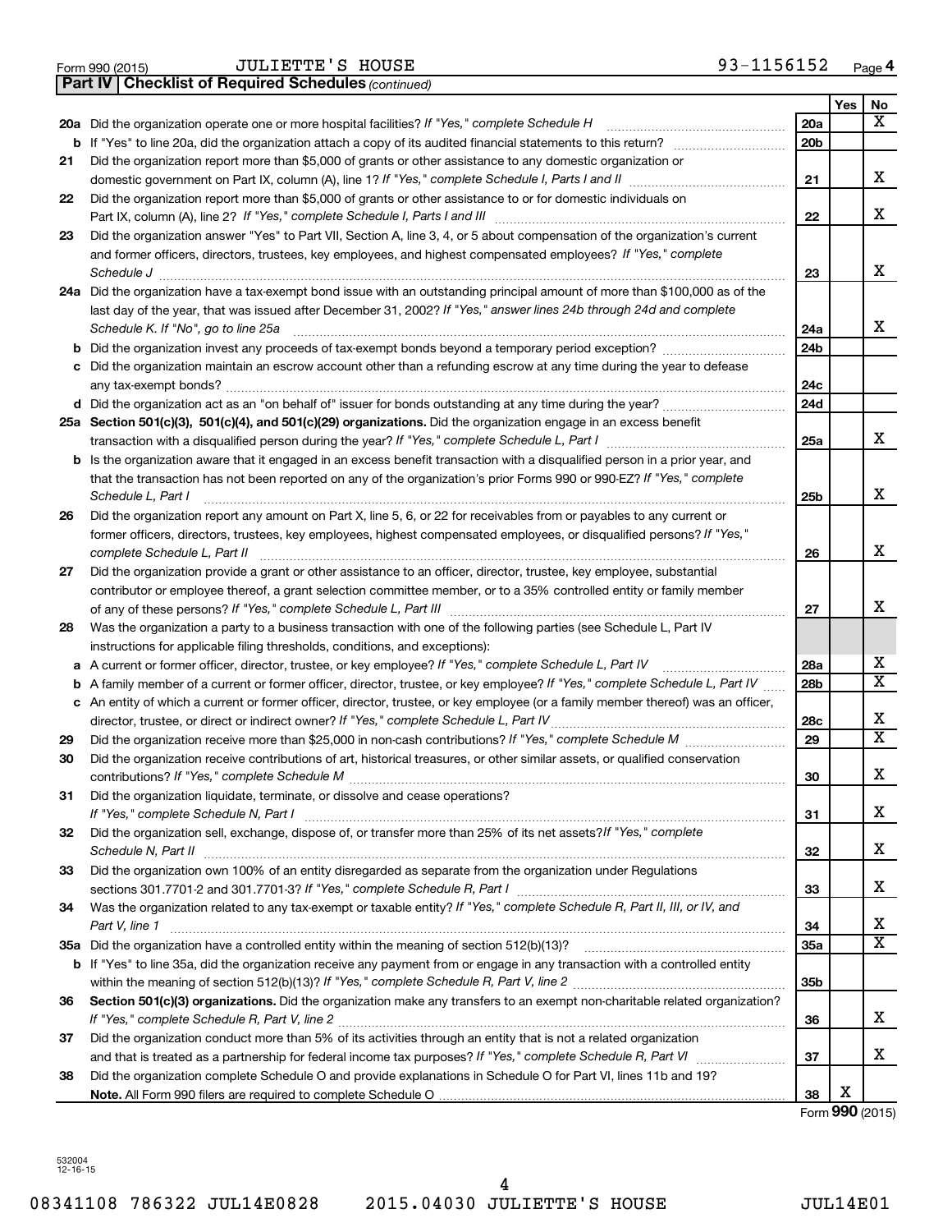Form 990 (2015) JULIETTE'S HOUSE 93-1156152

## Part IV | Checklist of Required Schedules *(continued)*

| | | | Yes | No |
|---|---|---|---|---|
| **20a** | Did the organization operate one or more hospital facilities? *If "Yes," complete Schedule H* | **20a** | | X |
| **b** | If "Yes" to line 20a, did the organization attach a copy of its audited financial statements to this return? | **20b** | | |
| **21** | Did the organization report more than $5,000 of grants or other assistance to any domestic organization or domestic government on Part IX, column (A), line 1? *If "Yes," complete Schedule I, Parts I and II* | **21** | | X |
| **22** | Did the organization report more than $5,000 of grants or other assistance to or for domestic individuals on Part IX, column (A), line 2? *If "Yes," complete Schedule I, Parts I and III* | **22** | | X |
| **23** | Did the organization answer "Yes" to Part VII, Section A, line 3, 4, or 5 about compensation of the organization's current and former officers, directors, trustees, key employees, and highest compensated employees? *If "Yes," complete Schedule J* | **23** | | X |
| **24a** | Did the organization have a tax-exempt bond issue with an outstanding principal amount of more than $100,000 as of the last day of the year, that was issued after December 31, 2002? *If "Yes," answer lines 24b through 24d and complete Schedule K. If "No", go to line 25a* | **24a** | | X |
| **b** | Did the organization invest any proceeds of tax-exempt bonds beyond a temporary period exception? | **24b** | | |
| **c** | Did the organization maintain an escrow account other than a refunding escrow at any time during the year to defease any tax-exempt bonds? | **24c** | | |
| **d** | Did the organization act as an "on behalf of" issuer for bonds outstanding at any time during the year? | **24d** | | |
| **25a** | **Section 501(c)(3), 501(c)(4), and 501(c)(29) organizations.** Did the organization engage in an excess benefit transaction with a disqualified person during the year? *If "Yes," complete Schedule L, Part I* | **25a** | | X |
| **b** | Is the organization aware that it engaged in an excess benefit transaction with a disqualified person in a prior year, and that the transaction has not been reported on any of the organization's prior Forms 990 or 990-EZ? *If "Yes," complete Schedule L, Part I* | **25b** | | X |
| **26** | Did the organization report any amount on Part X, line 5, 6, or 22 for receivables from or payables to any current or former officers, directors, trustees, key employees, highest compensated employees, or disqualified persons? *If "Yes," complete Schedule L, Part II* | **26** | | X |
| **27** | Did the organization provide a grant or other assistance to an officer, director, trustee, key employee, substantial contributor or employee thereof, a grant selection committee member, or to a 35% controlled entity or family member of any of these persons? *If "Yes," complete Schedule L, Part III* | **27** | | X |
| **28** | Was the organization a party to a business transaction with one of the following parties (see Schedule L, Part IV instructions for applicable filing thresholds, conditions, and exceptions): | | | |
| **a** | A current or former officer, director, trustee, or key employee? *If "Yes," complete Schedule L, Part IV* | **28a** | | X |
| **b** | A family member of a current or former officer, director, trustee, or key employee? *If "Yes," complete Schedule L, Part IV* | **28b** | | X |
| **c** | An entity of which a current or former officer, director, trustee, or key employee (or a family member thereof) was an officer, director, trustee, or direct or indirect owner? *If "Yes," complete Schedule L, Part IV* | **28c** | | X |
| **29** | Did the organization receive more than $25,000 in non-cash contributions? *If "Yes," complete Schedule M* | **29** | | X |
| **30** | Did the organization receive contributions of art, historical treasures, or other similar assets, or qualified conservation contributions? *If "Yes," complete Schedule M* | **30** | | X |
| **31** | Did the organization liquidate, terminate, or dissolve and cease operations? *If "Yes," complete Schedule N, Part I* | **31** | | X |
| **32** | Did the organization sell, exchange, dispose of, or transfer more than 25% of its net assets? *If "Yes," complete Schedule N, Part II* | **32** | | X |
| **33** | Did the organization own 100% of an entity disregarded as separate from the organization under Regulations sections 301.7701-2 and 301.7701-3? *If "Yes," complete Schedule R, Part I* | **33** | | X |
| **34** | Was the organization related to any tax-exempt or taxable entity? *If "Yes," complete Schedule R, Part II, III, or IV, and Part V, line 1* | **34** | | X |
| **35a** | Did the organization have a controlled entity within the meaning of section 512(b)(13)? | **35a** | | X |
| **b** | If "Yes" to line 35a, did the organization receive any payment from or engage in any transaction with a controlled entity within the meaning of section 512(b)(13)? *If "Yes," complete Schedule R, Part V, line 2* | **35b** | | |
| **36** | **Section 501(c)(3) organizations.** Did the organization make any transfers to an exempt non-charitable related organization? *If "Yes," complete Schedule R, Part V, line 2* | **36** | | X |
| **37** | Did the organization conduct more than 5% of its activities through an entity that is not a related organization and that is treated as a partnership for federal income tax purposes? *If "Yes," complete Schedule R, Part VI* | **37** | | X |
| **38** | Did the organization complete Schedule O and provide explanations in Schedule O for Part VI, lines 11b and 19? **Note.** All Form 990 filers are required to complete Schedule O | **38** | X | |

Form **990** (2015)

532004 12-16-15

08341108 786322 JUL14E0828 2015.04030 JULIETTE'S HOUSE JUL14E01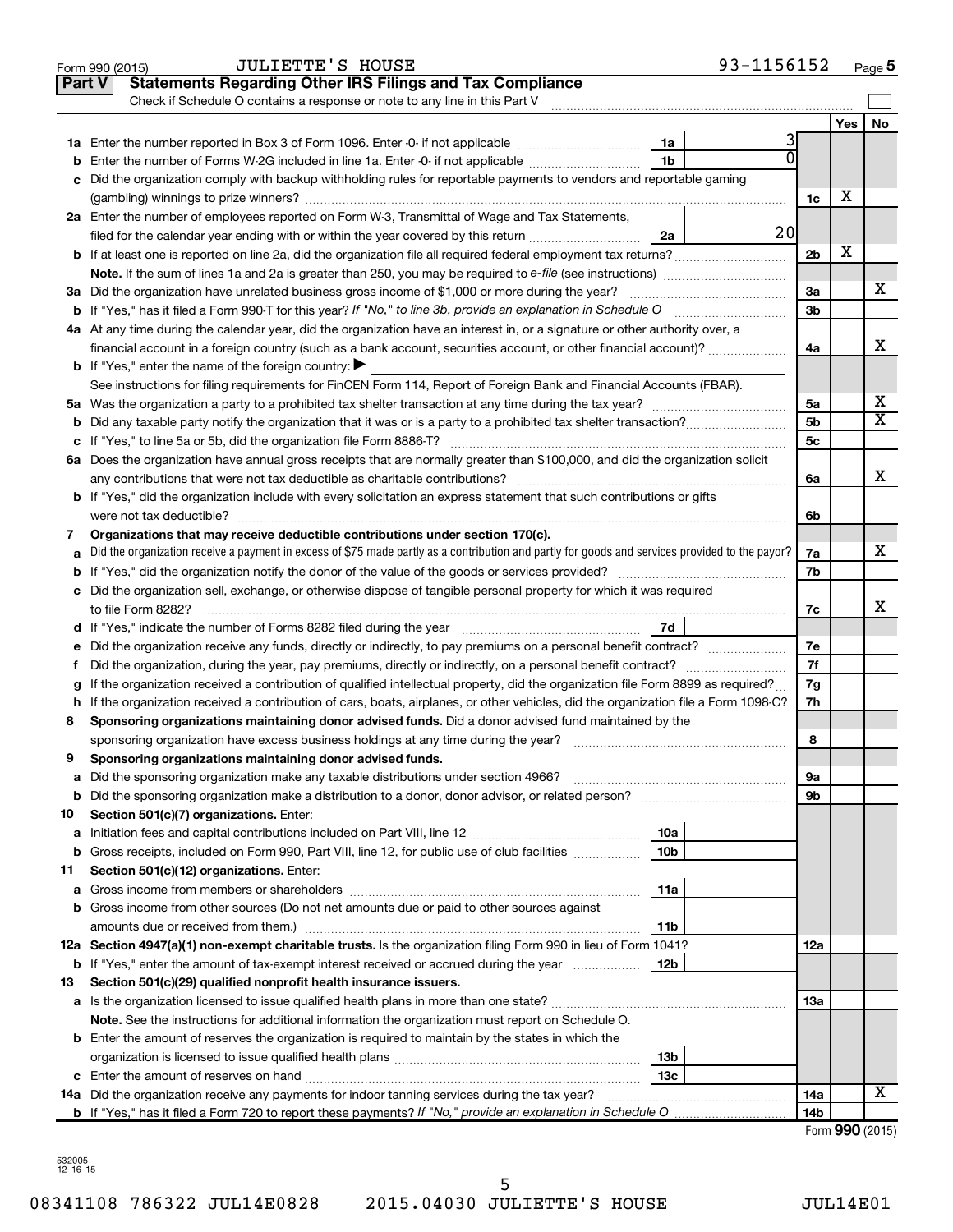Form 990 (2015) JULIETTE'S HOUSE 93-1156152 Page 5

## Part V Statements Regarding Other IRS Filings and Tax Compliance

Check if Schedule O contains a response or note to any line in this Part V

| | | | | | Yes | No |
|---|---|---|---|---|---|---|
| 1a | Enter the number reported in Box 3 of Form 1096. Enter -0- if not applicable | 1a | 3 | | | |
| b | Enter the number of Forms W-2G included in line 1a. Enter -0- if not applicable | 1b | 0 | | | |
| c | Did the organization comply with backup withholding rules for reportable payments to vendors and reportable gaming (gambling) winnings to prize winners? | | | 1c | X | |
| 2a | Enter the number of employees reported on Form W-3, Transmittal of Wage and Tax Statements, filed for the calendar year ending with or within the year covered by this return | 2a | 20 | | | |
| b | If at least one is reported on line 2a, did the organization file all required federal employment tax returns? | | | 2b | X | |
| | **Note.** If the sum of lines 1a and 2a is greater than 250, you may be required to *e-file* (see instructions) | | | | | |
| 3a | Did the organization have unrelated business gross income of $1,000 or more during the year? | | | 3a | | X |
| b | If "Yes," has it filed a Form 990-T for this year? *If "No," to line 3b, provide an explanation in Schedule O* | | | 3b | | |
| 4a | At any time during the calendar year, did the organization have an interest in, or a signature or other authority over, a financial account in a foreign country (such as a bank account, securities account, or other financial account)? | | | 4a | | X |
| b | If "Yes," enter the name of the foreign country: ▶ | | | | | |
| | See instructions for filing requirements for FinCEN Form 114, Report of Foreign Bank and Financial Accounts (FBAR). | | | | | |
| 5a | Was the organization a party to a prohibited tax shelter transaction at any time during the tax year? | | | 5a | | X |
| b | Did any taxable party notify the organization that it was or is a party to a prohibited tax shelter transaction? | | | 5b | | X |
| c | If "Yes," to line 5a or 5b, did the organization file Form 8886-T? | | | 5c | | |
| 6a | Does the organization have annual gross receipts that are normally greater than $100,000, and did the organization solicit any contributions that were not tax deductible as charitable contributions? | | | 6a | | X |
| b | If "Yes," did the organization include with every solicitation an express statement that such contributions or gifts were not tax deductible? | | | 6b | | |
| 7 | **Organizations that may receive deductible contributions under section 170(c).** | | | | | |
| a | Did the organization receive a payment in excess of $75 made partly as a contribution and partly for goods and services provided to the payor? | | | 7a | | X |
| b | If "Yes," did the organization notify the donor of the value of the goods or services provided? | | | 7b | | |
| c | Did the organization sell, exchange, or otherwise dispose of tangible personal property for which it was required to file Form 8282? | | | 7c | | X |
| d | If "Yes," indicate the number of Forms 8282 filed during the year | 7d | | | | |
| e | Did the organization receive any funds, directly or indirectly, to pay premiums on a personal benefit contract? | | | 7e | | |
| f | Did the organization, during the year, pay premiums, directly or indirectly, on a personal benefit contract? | | | 7f | | |
| g | If the organization received a contribution of qualified intellectual property, did the organization file Form 8899 as required? | | | 7g | | |
| h | If the organization received a contribution of cars, boats, airplanes, or other vehicles, did the organization file a Form 1098-C? | | | 7h | | |
| 8 | **Sponsoring organizations maintaining donor advised funds.** Did a donor advised fund maintained by the sponsoring organization have excess business holdings at any time during the year? | | | 8 | | |
| 9 | **Sponsoring organizations maintaining donor advised funds.** | | | | | |
| a | Did the sponsoring organization make any taxable distributions under section 4966? | | | 9a | | |
| b | Did the sponsoring organization make a distribution to a donor, donor advisor, or related person? | | | 9b | | |
| 10 | **Section 501(c)(7) organizations.** Enter: | | | | | |
| a | Initiation fees and capital contributions included on Part VIII, line 12 | 10a | | | | |
| b | Gross receipts, included on Form 990, Part VIII, line 12, for public use of club facilities | 10b | | | | |
| 11 | **Section 501(c)(12) organizations.** Enter: | | | | | |
| a | Gross income from members or shareholders | 11a | | | | |
| b | Gross income from other sources (Do not net amounts due or paid to other sources against amounts due or received from them.) | 11b | | | | |
| 12a | **Section 4947(a)(1) non-exempt charitable trusts.** Is the organization filing Form 990 in lieu of Form 1041? | | | 12a | | |
| b | If "Yes," enter the amount of tax-exempt interest received or accrued during the year | 12b | | | | |
| 13 | **Section 501(c)(29) qualified nonprofit health insurance issuers.** | | | | | |
| a | Is the organization licensed to issue qualified health plans in more than one state? | | | 13a | | |
| | **Note.** See the instructions for additional information the organization must report on Schedule O. | | | | | |
| b | Enter the amount of reserves the organization is required to maintain by the states in which the organization is licensed to issue qualified health plans | 13b | | | | |
| c | Enter the amount of reserves on hand | 13c | | | | |
| 14a | Did the organization receive any payments for indoor tanning services during the tax year? | | | 14a | | X |
| b | If "Yes," has it filed a Form 720 to report these payments? *If "No," provide an explanation in Schedule O* | | | 14b | | |

Form **990** (2015)

532005 12-16-15

08341108 786322 JUL14E0828 2015.04030 JULIETTE'S HOUSE JUL14E01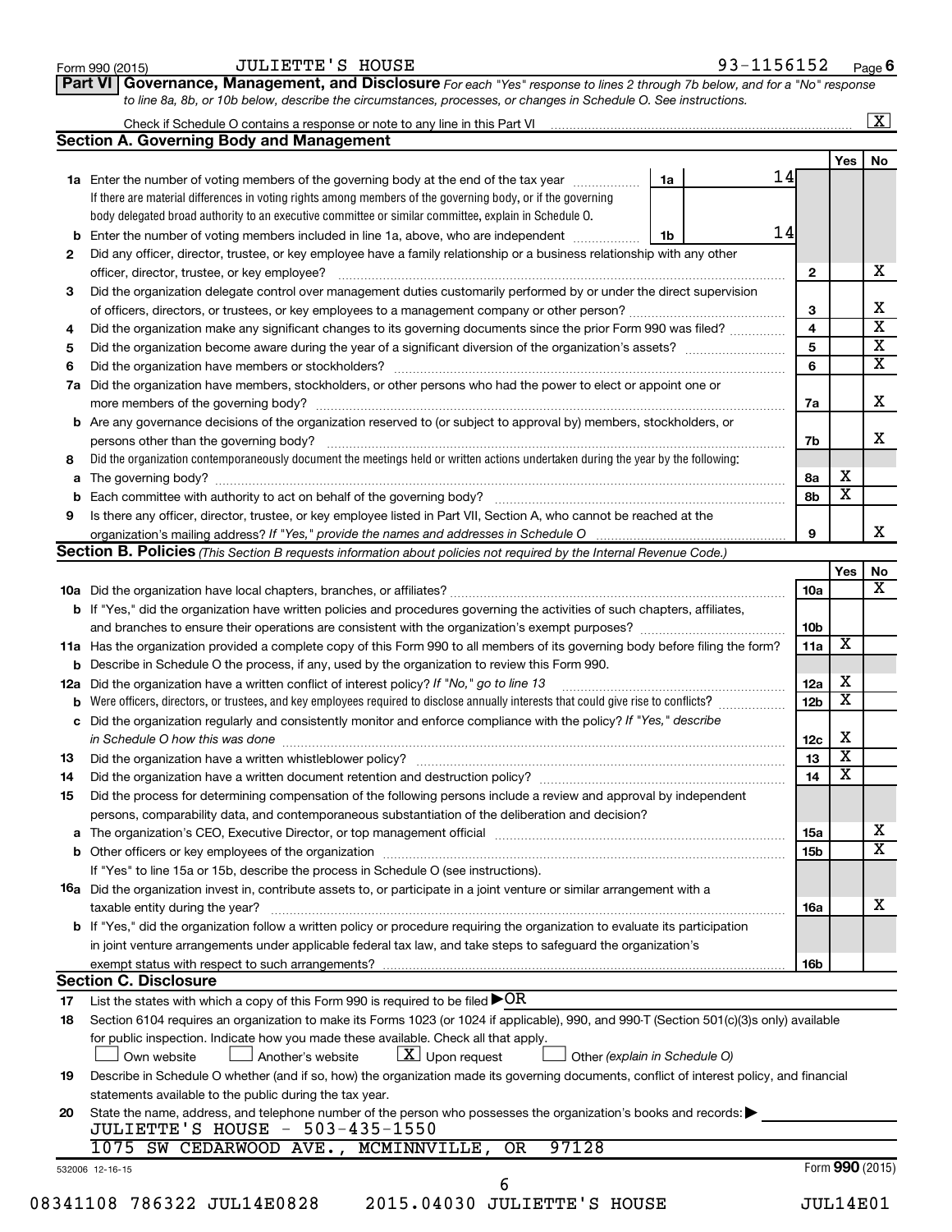Form 990 (2015) JULIETTE'S HOUSE 93-1156152 Page 6

## Part VI Governance, Management, and Disclosure

*For each "Yes" response to lines 2 through 7b below, and for a "No" response to line 8a, 8b, or 10b below, describe the circumstances, processes, or changes in Schedule O. See instructions.*

Check if Schedule O contains a response or note to any line in this Part VI [X]

### Section A. Governing Body and Management

| | | | | Yes | No |
|---|---|---|---|---|---|
| **1a** | Enter the number of voting members of the governing body at the end of the tax year. If there are material differences in voting rights among members of the governing body, or if the governing body delegated broad authority to an executive committee or similar committee, explain in Schedule O. | 1a | 14 | | |
| **b** | Enter the number of voting members included in line 1a, above, who are independent | 1b | 14 | | |
| **2** | Did any officer, director, trustee, or key employee have a family relationship or a business relationship with any other officer, director, trustee, or key employee? | 2 | | | X |
| **3** | Did the organization delegate control over management duties customarily performed by or under the direct supervision of officers, directors, or trustees, or key employees to a management company or other person? | 3 | | | X |
| **4** | Did the organization make any significant changes to its governing documents since the prior Form 990 was filed? | 4 | | | X |
| **5** | Did the organization become aware during the year of a significant diversion of the organization's assets? | 5 | | | X |
| **6** | Did the organization have members or stockholders? | 6 | | | X |
| **7a** | Did the organization have members, stockholders, or other persons who had the power to elect or appoint one or more members of the governing body? | 7a | | | X |
| **b** | Are any governance decisions of the organization reserved to (or subject to approval by) members, stockholders, or persons other than the governing body? | 7b | | | X |
| **8** | Did the organization contemporaneously document the meetings held or written actions undertaken during the year by the following: | | | | |
| **a** | The governing body? | 8a | | X | |
| **b** | Each committee with authority to act on behalf of the governing body? | 8b | | X | |
| **9** | Is there any officer, director, trustee, or key employee listed in Part VII, Section A, who cannot be reached at the organization's mailing address? *If "Yes," provide the names and addresses in Schedule O* | 9 | | | X |

### Section B. Policies *(This Section B requests information about policies not required by the Internal Revenue Code.)*

| | | | Yes | No |
|---|---|---|---|---|
| **10a** | Did the organization have local chapters, branches, or affiliates? | 10a | | X |
| **b** | If "Yes," did the organization have written policies and procedures governing the activities of such chapters, affiliates, and branches to ensure their operations are consistent with the organization's exempt purposes? | 10b | | |
| **11a** | Has the organization provided a complete copy of this Form 990 to all members of its governing body before filing the form? | 11a | X | |
| **b** | Describe in Schedule O the process, if any, used by the organization to review this Form 990. | | | |
| **12a** | Did the organization have a written conflict of interest policy? *If "No," go to line 13* | 12a | X | |
| **b** | Were officers, directors, or trustees, and key employees required to disclose annually interests that could give rise to conflicts? | 12b | X | |
| **c** | Did the organization regularly and consistently monitor and enforce compliance with the policy? *If "Yes," describe in Schedule O how this was done* | 12c | X | |
| **13** | Did the organization have a written whistleblower policy? | 13 | X | |
| **14** | Did the organization have a written document retention and destruction policy? | 14 | X | |
| **15** | Did the process for determining compensation of the following persons include a review and approval by independent persons, comparability data, and contemporaneous substantiation of the deliberation and decision? | | | |
| **a** | The organization's CEO, Executive Director, or top management official | 15a | | X |
| **b** | Other officers or key employees of the organization | 15b | | X |
| | If "Yes" to line 15a or 15b, describe the process in Schedule O (see instructions). | | | |
| **16a** | Did the organization invest in, contribute assets to, or participate in a joint venture or similar arrangement with a taxable entity during the year? | 16a | | X |
| **b** | If "Yes," did the organization follow a written policy or procedure requiring the organization to evaluate its participation in joint venture arrangements under applicable federal tax law, and take steps to safeguard the organization's exempt status with respect to such arrangements? | 16b | | |

### Section C. Disclosure

**17** List the states with which a copy of this Form 990 is required to be filed ▶ OR

**18** Section 6104 requires an organization to make its Forms 1023 (or 1024 if applicable), 990, and 990-T (Section 501(c)(3)s only) available for public inspection. Indicate how you made these available. Check all that apply.

[ ] Own website [ ] Another's website [X] Upon request [ ] Other *(explain in Schedule O)*

**19** Describe in Schedule O whether (and if so, how) the organization made its governing documents, conflict of interest policy, and financial statements available to the public during the tax year.

**20** State the name, address, and telephone number of the person who possesses the organization's books and records: ▶

JULIETTE'S HOUSE - 503-435-1550
1075 SW CEDARWOOD AVE., MCMINNVILLE, OR 97128

532006 12-16-15 Form **990** (2015)

08341108 786322 JUL14E0828 2015.04030 JULIETTE'S HOUSE JUL14E01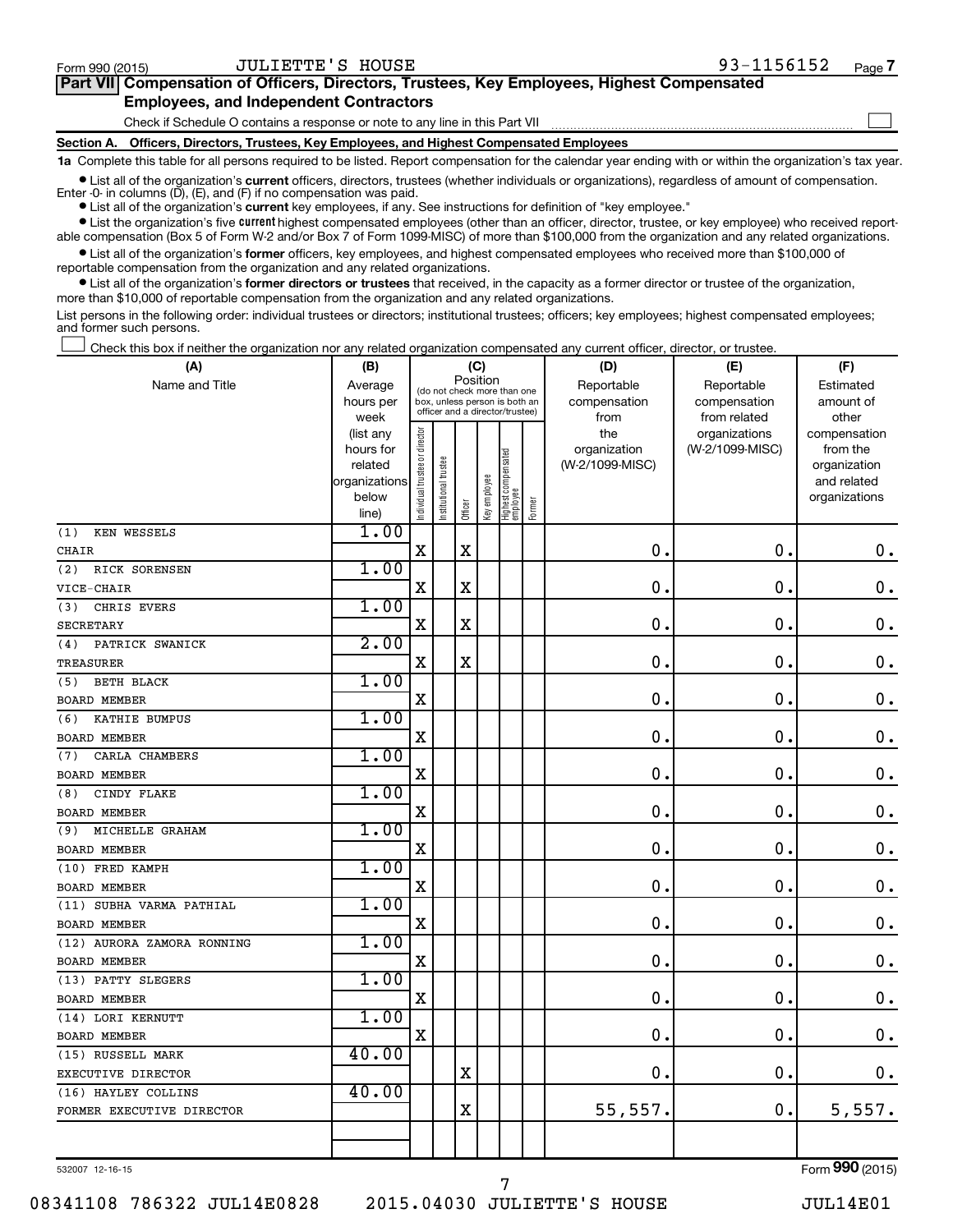Form 990 (2015) JULIETTE'S HOUSE 93-1156152

## Part VII Compensation of Officers, Directors, Trustees, Key Employees, Highest Compensated Employees, and Independent Contractors

Check if Schedule O contains a response or note to any line in this Part VII ☐

### Section A. Officers, Directors, Trustees, Key Employees, and Highest Compensated Employees

**1a** Complete this table for all persons required to be listed. Report compensation for the calendar year ending with or within the organization's tax year.

- List all of the organization's **current** officers, directors, trustees (whether individuals or organizations), regardless of amount of compensation. Enter -0- in columns (D), (E), and (F) if no compensation was paid.
- List all of the organization's **current** key employees, if any. See instructions for definition of "key employee."
- List the organization's five **current** highest compensated employees (other than an officer, director, trustee, or key employee) who received reportable compensation (Box 5 of Form W-2 and/or Box 7 of Form 1099-MISC) of more than $100,000 from the organization and any related organizations.
- List all of the organization's **former** officers, key employees, and highest compensated employees who received more than $100,000 of reportable compensation from the organization and any related organizations.
- List all of the organization's **former directors or trustees** that received, in the capacity as a former director or trustee of the organization, more than $10,000 of reportable compensation from the organization and any related organizations.

List persons in the following order: individual trustees or directors; institutional trustees; officers; key employees; highest compensated employees; and former such persons.

☐ Check this box if neither the organization nor any related organization compensated any current officer, director, or trustee.

| (A) Name and Title | (B) Average hours per week (list any hours for related organizations below line) | (C) Position: Individual trustee or director | Institutional trustee | Officer | Key employee | Highest compensated employee | Former | (D) Reportable compensation from the organization (W-2/1099-MISC) | (E) Reportable compensation from related organizations (W-2/1099-MISC) | (F) Estimated amount of other compensation from the organization and related organizations |
|---|---|---|---|---|---|---|---|---|---|---|
| (1) KEN WESSELS<br>CHAIR | 1.00 | X | | X | | | | 0. | 0. | 0. |
| (2) RICK SORENSEN<br>VICE-CHAIR | 1.00 | X | | X | | | | 0. | 0. | 0. |
| (3) CHRIS EVERS<br>SECRETARY | 1.00 | X | | X | | | | 0. | 0. | 0. |
| (4) PATRICK SWANICK<br>TREASURER | 2.00 | X | | X | | | | 0. | 0. | 0. |
| (5) BETH BLACK<br>BOARD MEMBER | 1.00 | X | | | | | | 0. | 0. | 0. |
| (6) KATHIE BUMPUS<br>BOARD MEMBER | 1.00 | X | | | | | | 0. | 0. | 0. |
| (7) CARLA CHAMBERS<br>BOARD MEMBER | 1.00 | X | | | | | | 0. | 0. | 0. |
| (8) CINDY FLAKE<br>BOARD MEMBER | 1.00 | X | | | | | | 0. | 0. | 0. |
| (9) MICHELLE GRAHAM<br>BOARD MEMBER | 1.00 | X | | | | | | 0. | 0. | 0. |
| (10) FRED KAMPH<br>BOARD MEMBER | 1.00 | X | | | | | | 0. | 0. | 0. |
| (11) SUBHA VARMA PATHIAL<br>BOARD MEMBER | 1.00 | X | | | | | | 0. | 0. | 0. |
| (12) AURORA ZAMORA RONNING<br>BOARD MEMBER | 1.00 | X | | | | | | 0. | 0. | 0. |
| (13) PATTY SLEGERS<br>BOARD MEMBER | 1.00 | X | | | | | | 0. | 0. | 0. |
| (14) LORI KERNUTT<br>BOARD MEMBER | 1.00 | X | | | | | | 0. | 0. | 0. |
| (15) RUSSELL MARK<br>EXECUTIVE DIRECTOR | 40.00 | | | X | | | | 0. | 0. | 0. |
| (16) HAYLEY COLLINS<br>FORMER EXECUTIVE DIRECTOR | 40.00 | | | X | | | | 55,557. | 0. | 5,557. |

532007 12-16-15 Form 990 (2015)

08341108 786322 JUL14E0828 2015.04030 JULIETTE'S HOUSE JUL14E01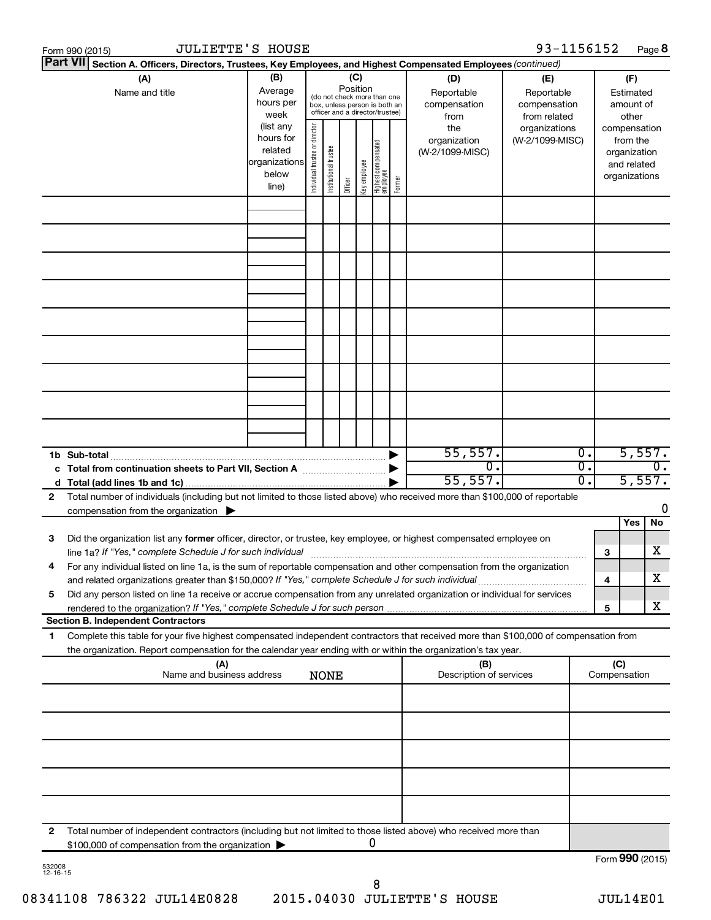Form 990 (2015) JULIETTE'S HOUSE 93-1156152 Page 8

**Part VII Section A. Officers, Directors, Trustees, Key Employees, and Highest Compensated Employees** *(continued)*

| (A) Name and title | (B) Average hours per week (list any hours for related organizations below line) | (C) Position (do not check more than one box, unless person is both an officer and a director/trustee): Individual trustee or director | Institutional trustee | Officer | Key employee | Highest compensated employee | Former | (D) Reportable compensation from the organization (W-2/1099-MISC) | (E) Reportable compensation from related organizations (W-2/1099-MISC) | (F) Estimated amount of other compensation from the organization and related organizations |
|---|---|---|---|---|---|---|---|---|---|---|
| | | | | | | | | | | |
| | | | | | | | | | | |
| | | | | | | | | | | |
| | | | | | | | | | | |
| | | | | | | | | | | |
| | | | | | | | | | | |
| | | | | | | | | | | |
| | | | | | | | | | | |
| | | | | | | | | | | |
| **1b Sub-total** | | | | | | | ▶ | 55,557. | 0. | 5,557. |
| **c Total from continuation sheets to Part VII, Section A** | | | | | | | ▶ | 0. | 0. | 0. |
| **d Total (add lines 1b and 1c)** | | | | | | | ▶ | 55,557. | 0. | 5,557. |

**2** Total number of individuals (including but not limited to those listed above) who received more than $100,000 of reportable compensation from the organization ▶ 0

| | | | Yes | No |
|---|---|---|---|---|
| **3** | Did the organization list any **former** officer, director, or trustee, key employee, or highest compensated employee on line 1a? *If "Yes," complete Schedule J for such individual* | 3 | | X |
| **4** | For any individual listed on line 1a, is the sum of reportable compensation and other compensation from the organization and related organizations greater than $150,000? *If "Yes," complete Schedule J for such individual* | 4 | | X |
| **5** | Did any person listed on line 1a receive or accrue compensation from any unrelated organization or individual for services rendered to the organization? *If "Yes," complete Schedule J for such person* | 5 | | X |

**Section B. Independent Contractors**

**1** Complete this table for your five highest compensated independent contractors that received more than $100,000 of compensation from the organization. Report compensation for the calendar year ending with or within the organization's tax year.

| (A) Name and business address NONE | (B) Description of services | (C) Compensation |
|---|---|---|
| | | |
| | | |
| | | |
| | | |
| | | |

**2** Total number of independent contractors (including but not limited to those listed above) who received more than $100,000 of compensation from the organization ▶ 0

Form **990** (2015)

532008 12-16-15

08341108 786322 JUL14E0828 2015.04030 JULIETTE'S HOUSE JUL14E01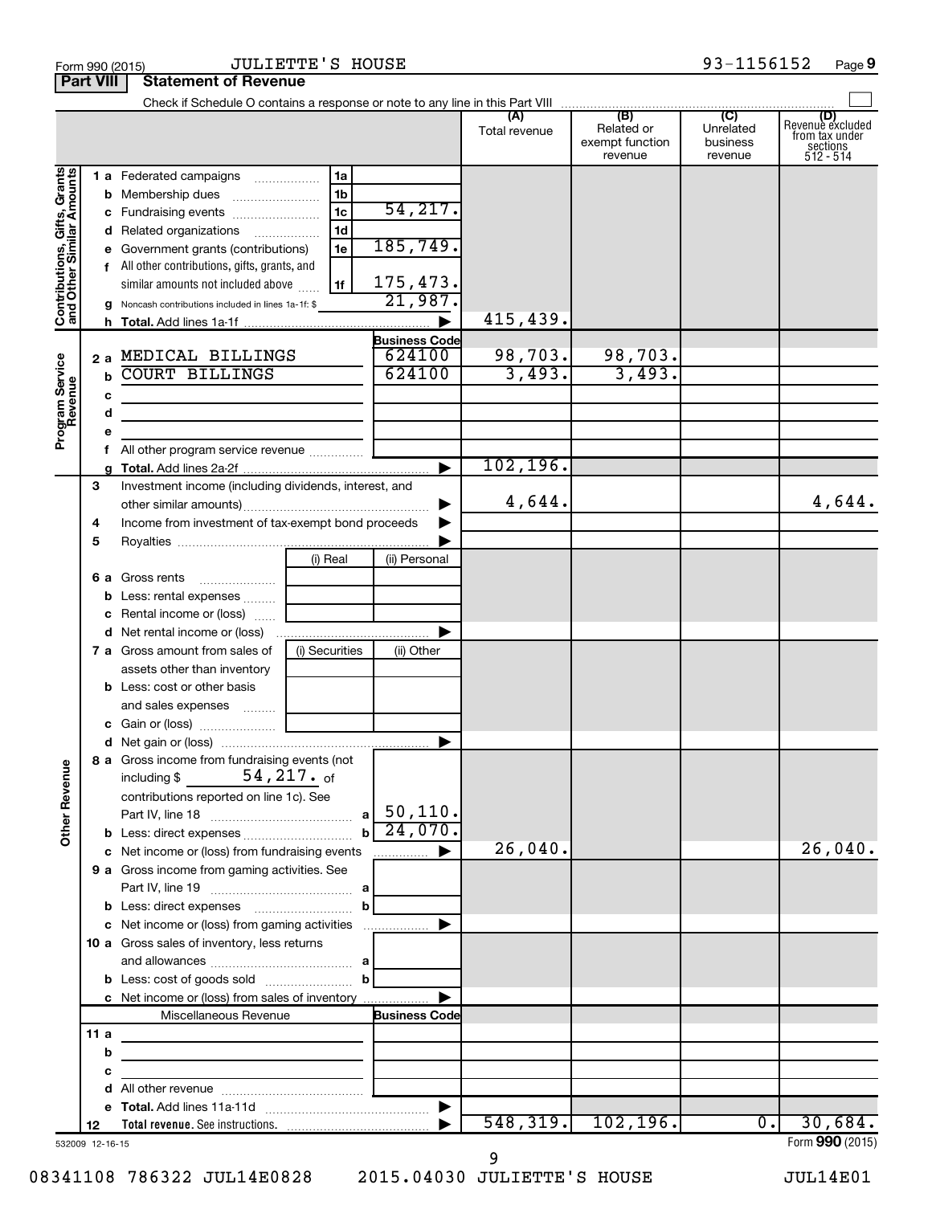Form 990 (2015) JULIETTE'S HOUSE 93-1156152

## Part VIII Statement of Revenue

Check if Schedule O contains a response or note to any line in this Part VIII

| | | | | (A) Total revenue | (B) Related or exempt function revenue | (C) Unrelated business revenue | (D) Revenue excluded from tax under sections 512 - 514 |
|---|---|---|---|---|---|---|---|
| **Contributions, Gifts, Grants and Other Similar Amounts** | 1 a Federated campaigns | 1a | | | | | |
| | b Membership dues | 1b | | | | | |
| | c Fundraising events | 1c | 54,217. | | | | |
| | d Related organizations | 1d | | | | | |
| | e Government grants (contributions) | 1e | 185,749. | | | | |
| | f All other contributions, gifts, grants, and similar amounts not included above | 1f | 175,473. | | | | |
| | g Noncash contributions included in lines 1a-1f: $ | | 21,987. | | | | |
| | h **Total.** Add lines 1a-1f | | ▶ | 415,439. | | | |
| **Program Service Revenue** | | | **Business Code** | | | | |
| | 2 a MEDICAL BILLINGS | | 624100 | 98,703. | 98,703. | | |
| | b COURT BILLINGS | | 624100 | 3,493. | 3,493. | | |
| | c | | | | | | |
| | d | | | | | | |
| | e | | | | | | |
| | f All other program service revenue | | | | | | |
| | g **Total.** Add lines 2a-2f | | ▶ | 102,196. | | | |
| **Other Revenue** | 3 Investment income (including dividends, interest, and other similar amounts) | | ▶ | 4,644. | | | 4,644. |
| | 4 Income from investment of tax-exempt bond proceeds | | ▶ | | | | |
| | 5 Royalties | | ▶ | | | | |
| | | (i) Real | (ii) Personal | | | | |
| | 6 a Gross rents | | | | | | |
| | b Less: rental expenses | | | | | | |
| | c Rental income or (loss) | | | | | | |
| | d Net rental income or (loss) | | ▶ | | | | |
| | 7 a Gross amount from sales of assets other than inventory | (i) Securities | (ii) Other | | | | |
| | b Less: cost or other basis and sales expenses | | | | | | |
| | c Gain or (loss) | | | | | | |
| | d Net gain or (loss) | | ▶ | | | | |
| | 8 a Gross income from fundraising events (not including $ 54,217. of contributions reported on line 1c). See Part IV, line 18 | a | 50,110. | | | | |
| | b Less: direct expenses | b | 24,070. | | | | |
| | c Net income or (loss) from fundraising events | | ▶ | 26,040. | | | 26,040. |
| | 9 a Gross income from gaming activities. See Part IV, line 19 | a | | | | | |
| | b Less: direct expenses | b | | | | | |
| | c Net income or (loss) from gaming activities | | ▶ | | | | |
| | 10 a Gross sales of inventory, less returns and allowances | a | | | | | |
| | b Less: cost of goods sold | b | | | | | |
| | c Net income or (loss) from sales of inventory | | ▶ | | | | |
| | Miscellaneous Revenue | | **Business Code** | | | | |
| | 11 a | | | | | | |
| | b | | | | | | |
| | c | | | | | | |
| | d All other revenue | | | | | | |
| | e **Total.** Add lines 11a-11d | | ▶ | | | | |
| | 12 **Total revenue.** See instructions. | | ▶ | 548,319. | 102,196. | 0. | 30,684. |

532009 12-16-15

Form **990** (2015)

08341108 786322 JUL14E0828 2015.04030 JULIETTE'S HOUSE JUL14E01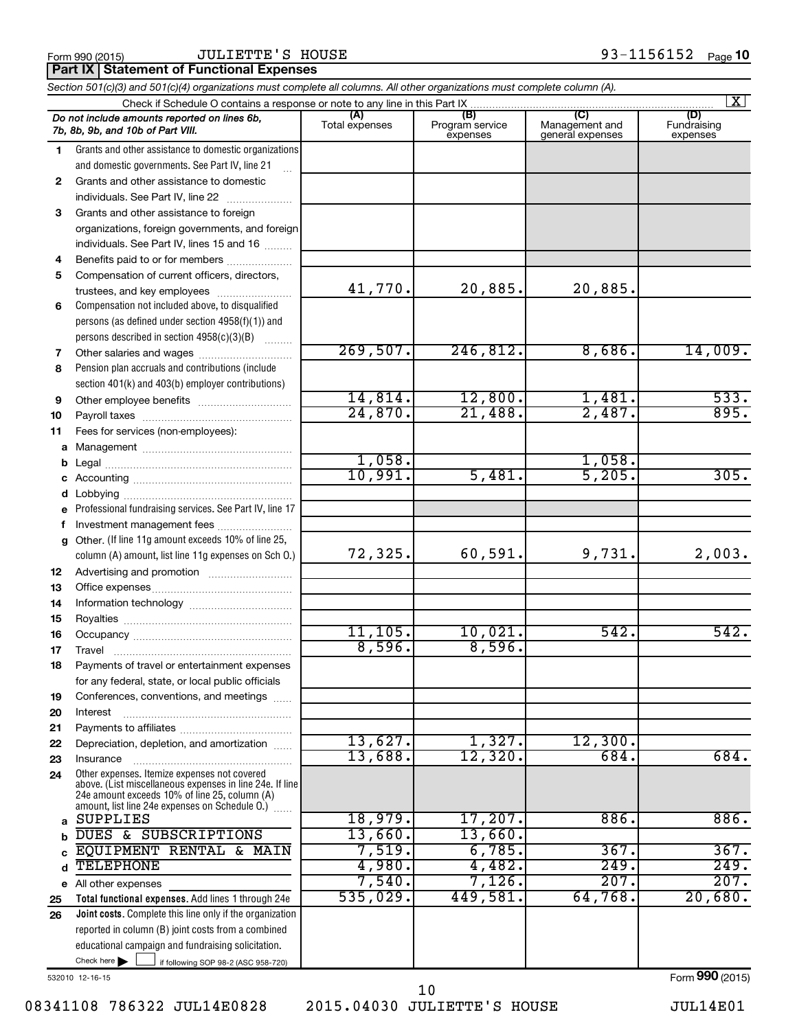Form 990 (2015) JULIETTE'S HOUSE 93-1156152 Page 10

**Part IX Statement of Functional Expenses**

*Section 501(c)(3) and 501(c)(4) organizations must complete all columns. All other organizations must complete column (A).*

Check if Schedule O contains a response or note to any line in this Part IX [X]

| *Do not include amounts reported on lines 6b, 7b, 8b, 9b, and 10b of Part VIII.* | (A) Total expenses | (B) Program service expenses | (C) Management and general expenses | (D) Fundraising expenses |
|---|---|---|---|---|
| 1 Grants and other assistance to domestic organizations and domestic governments. See Part IV, line 21 | | | | |
| 2 Grants and other assistance to domestic individuals. See Part IV, line 22 | | | | |
| 3 Grants and other assistance to foreign organizations, foreign governments, and foreign individuals. See Part IV, lines 15 and 16 | | | | |
| 4 Benefits paid to or for members | | | | |
| 5 Compensation of current officers, directors, trustees, and key employees | 41,770. | 20,885. | 20,885. | |
| 6 Compensation not included above, to disqualified persons (as defined under section 4958(f)(1)) and persons described in section 4958(c)(3)(B) | | | | |
| 7 Other salaries and wages | 269,507. | 246,812. | 8,686. | 14,009. |
| 8 Pension plan accruals and contributions (include section 401(k) and 403(b) employer contributions) | | | | |
| 9 Other employee benefits | 14,814. | 12,800. | 1,481. | 533. |
| 10 Payroll taxes | 24,870. | 21,488. | 2,487. | 895. |
| 11 Fees for services (non-employees): | | | | |
| a Management | | | | |
| b Legal | 1,058. | | 1,058. | |
| c Accounting | 10,991. | 5,481. | 5,205. | 305. |
| d Lobbying | | | | |
| e Professional fundraising services. See Part IV, line 17 | | | | |
| f Investment management fees | | | | |
| g Other. (If line 11g amount exceeds 10% of line 25, column (A) amount, list line 11g expenses on Sch O.) | 72,325. | 60,591. | 9,731. | 2,003. |
| 12 Advertising and promotion | | | | |
| 13 Office expenses | | | | |
| 14 Information technology | | | | |
| 15 Royalties | | | | |
| 16 Occupancy | 11,105. | 10,021. | 542. | 542. |
| 17 Travel | 8,596. | 8,596. | | |
| 18 Payments of travel or entertainment expenses for any federal, state, or local public officials | | | | |
| 19 Conferences, conventions, and meetings | | | | |
| 20 Interest | | | | |
| 21 Payments to affiliates | | | | |
| 22 Depreciation, depletion, and amortization | 13,627. | 1,327. | 12,300. | |
| 23 Insurance | 13,688. | 12,320. | 684. | 684. |
| 24 Other expenses. Itemize expenses not covered above. (List miscellaneous expenses in line 24e. If line 24e amount exceeds 10% of line 25, column (A) amount, list line 24e expenses on Schedule O.) | | | | |
| a SUPPLIES | 18,979. | 17,207. | 886. | 886. |
| b DUES & SUBSCRIPTIONS | 13,660. | 13,660. | | |
| c EQUIPMENT RENTAL & MAIN | 7,519. | 6,785. | 367. | 367. |
| d TELEPHONE | 4,980. | 4,482. | 249. | 249. |
| e All other expenses | 7,540. | 7,126. | 207. | 207. |
| 25 **Total functional expenses.** Add lines 1 through 24e | 535,029. | 449,581. | 64,768. | 20,680. |
| 26 **Joint costs.** Complete this line only if the organization reported in column (B) joint costs from a combined educational campaign and fundraising solicitation. Check here [ ] if following SOP 98-2 (ASC 958-720) | | | | |

532010 12-16-15

Form **990** (2015)

08341108 786322 JUL14E0828 2015.04030 JULIETTE'S HOUSE JUL14E01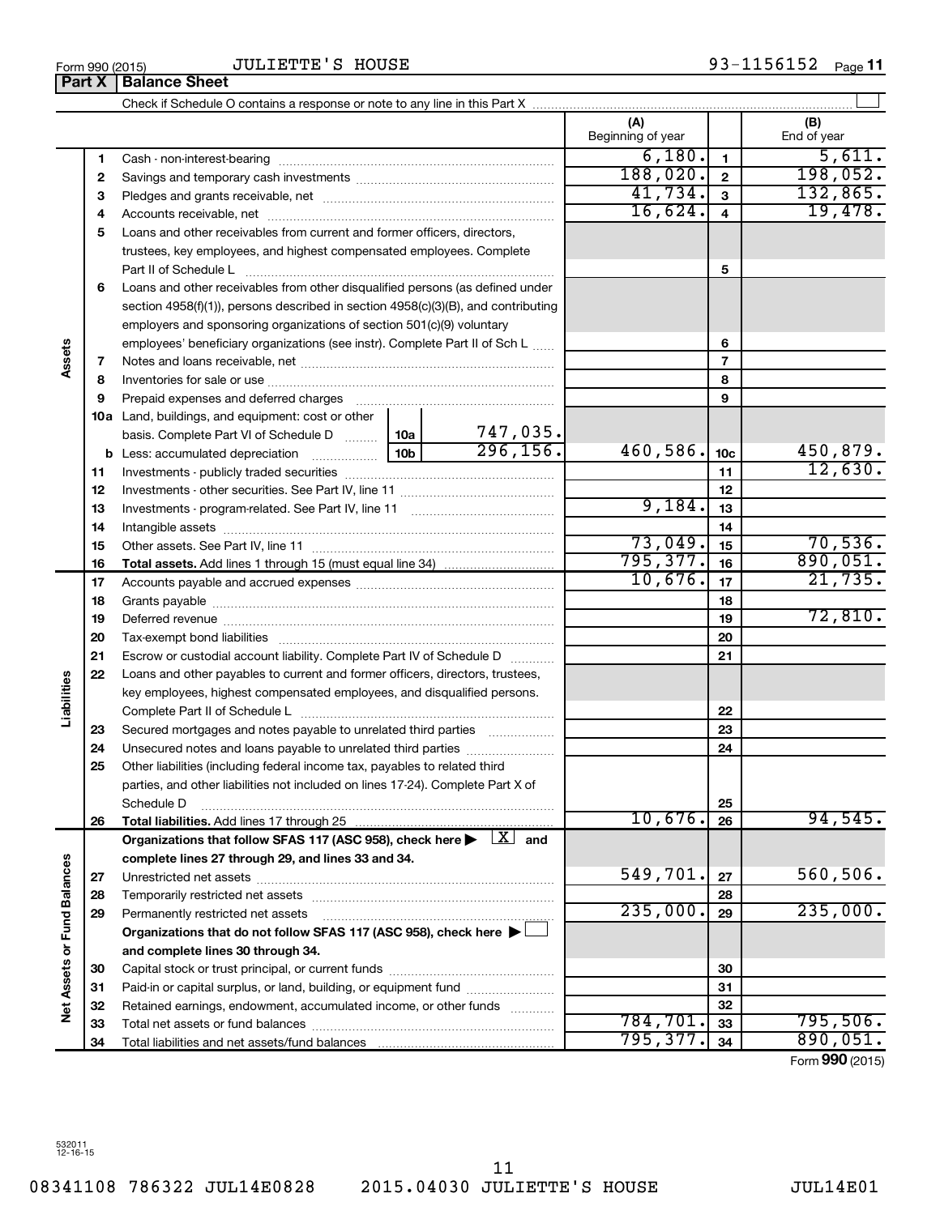Form 990 (2015) JULIETTE'S HOUSE 93-1156152

## Part X Balance Sheet

Check if Schedule O contains a response or note to any line in this Part X ☐

| Section | Line | Description | | | (A) Beginning of year | | (B) End of year |
|---|---|---|---|---|---|---|---|
| Assets | 1 | Cash - non-interest-bearing | | | 6,180. | 1 | 5,611. |
| | 2 | Savings and temporary cash investments | | | 188,020. | 2 | 198,052. |
| | 3 | Pledges and grants receivable, net | | | 41,734. | 3 | 132,865. |
| | 4 | Accounts receivable, net | | | 16,624. | 4 | 19,478. |
| | 5 | Loans and other receivables from current and former officers, directors, trustees, key employees, and highest compensated employees. Complete Part II of Schedule L | | | | 5 | |
| | 6 | Loans and other receivables from other disqualified persons (as defined under section 4958(f)(1)), persons described in section 4958(c)(3)(B), and contributing employers and sponsoring organizations of section 501(c)(9) voluntary employees' beneficiary organizations (see instr). Complete Part II of Sch L | | | | 6 | |
| | 7 | Notes and loans receivable, net | | | | 7 | |
| | 8 | Inventories for sale or use | | | | 8 | |
| | 9 | Prepaid expenses and deferred charges | | | | 9 | |
| | 10a | Land, buildings, and equipment: cost or other basis. Complete Part VI of Schedule D | 10a | 747,035. | | | |
| | b | Less: accumulated depreciation | 10b | 296,156. | 460,586. | 10c | 450,879. |
| | 11 | Investments - publicly traded securities | | | | 11 | 12,630. |
| | 12 | Investments - other securities. See Part IV, line 11 | | | | 12 | |
| | 13 | Investments - program-related. See Part IV, line 11 | | | 9,184. | 13 | |
| | 14 | Intangible assets | | | | 14 | |
| | 15 | Other assets. See Part IV, line 11 | | | 73,049. | 15 | 70,536. |
| | 16 | **Total assets.** Add lines 1 through 15 (must equal line 34) | | | 795,377. | 16 | 890,051. |
| Liabilities | 17 | Accounts payable and accrued expenses | | | 10,676. | 17 | 21,735. |
| | 18 | Grants payable | | | | 18 | |
| | 19 | Deferred revenue | | | | 19 | 72,810. |
| | 20 | Tax-exempt bond liabilities | | | | 20 | |
| | 21 | Escrow or custodial account liability. Complete Part IV of Schedule D | | | | 21 | |
| | 22 | Loans and other payables to current and former officers, directors, trustees, key employees, highest compensated employees, and disqualified persons. Complete Part II of Schedule L | | | | 22 | |
| | 23 | Secured mortgages and notes payable to unrelated third parties | | | | 23 | |
| | 24 | Unsecured notes and loans payable to unrelated third parties | | | | 24 | |
| | 25 | Other liabilities (including federal income tax, payables to related third parties, and other liabilities not included on lines 17-24). Complete Part X of Schedule D | | | | 25 | |
| | 26 | **Total liabilities.** Add lines 17 through 25 | | | 10,676. | 26 | 94,545. |
| Net Assets or Fund Balances | | **Organizations that follow SFAS 117 (ASC 958), check here ▶ ☒ and complete lines 27 through 29, and lines 33 and 34.** | | | | | |
| | 27 | Unrestricted net assets | | | 549,701. | 27 | 560,506. |
| | 28 | Temporarily restricted net assets | | | | 28 | |
| | 29 | Permanently restricted net assets | | | 235,000. | 29 | 235,000. |
| | | **Organizations that do not follow SFAS 117 (ASC 958), check here ▶ ☐ and complete lines 30 through 34.** | | | | | |
| | 30 | Capital stock or trust principal, or current funds | | | | 30 | |
| | 31 | Paid-in or capital surplus, or land, building, or equipment fund | | | | 31 | |
| | 32 | Retained earnings, endowment, accumulated income, or other funds | | | | 32 | |
| | 33 | Total net assets or fund balances | | | 784,701. | 33 | 795,506. |
| | 34 | Total liabilities and net assets/fund balances | | | 795,377. | 34 | 890,051. |

Form **990** (2015)

532011 12-16-15

08341108 786322 JUL14E0828 2015.04030 JULIETTE'S HOUSE JUL14E01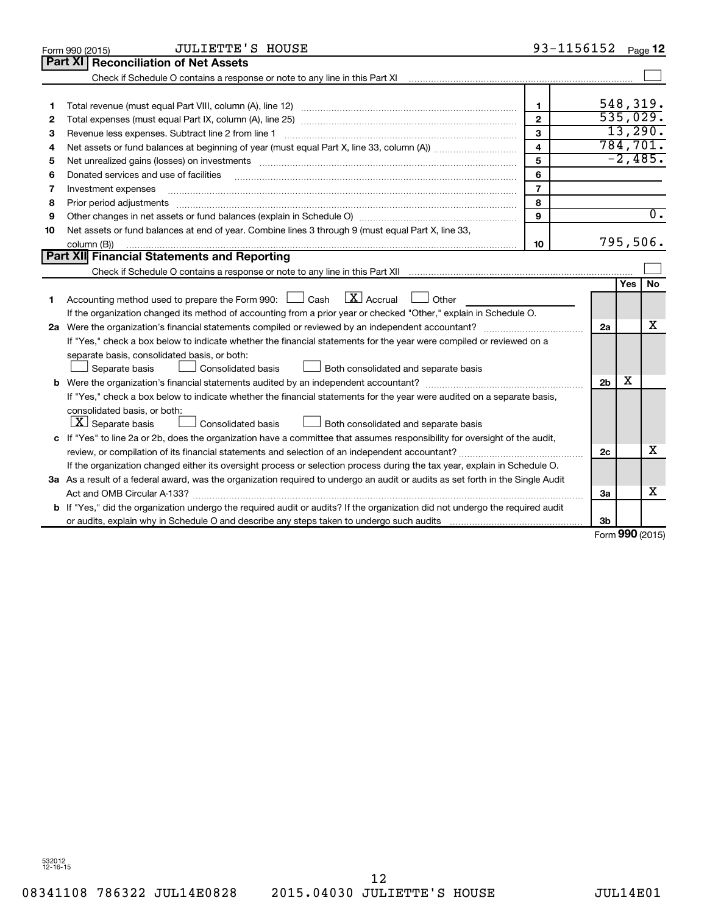Form 990 (2015) JULIETTE'S HOUSE 93-1156152 Page 12

## Part XI Reconciliation of Net Assets

Check if Schedule O contains a response or note to any line in this Part XI ☐

| | | | |
|---|---|---|---|
| 1 | Total revenue (must equal Part VIII, column (A), line 12) | 1 | 548,319. |
| 2 | Total expenses (must equal Part IX, column (A), line 25) | 2 | 535,029. |
| 3 | Revenue less expenses. Subtract line 2 from line 1 | 3 | 13,290. |
| 4 | Net assets or fund balances at beginning of year (must equal Part X, line 33, column (A)) | 4 | 784,701. |
| 5 | Net unrealized gains (losses) on investments | 5 | -2,485. |
| 6 | Donated services and use of facilities | 6 | |
| 7 | Investment expenses | 7 | |
| 8 | Prior period adjustments | 8 | |
| 9 | Other changes in net assets or fund balances (explain in Schedule O) | 9 | 0. |
| 10 | Net assets or fund balances at end of year. Combine lines 3 through 9 (must equal Part X, line 33, column (B)) | 10 | 795,506. |

## Part XII Financial Statements and Reporting

Check if Schedule O contains a response or note to any line in this Part XII ☐

| | | | Yes | No |
|---|---|---|---|---|
| 1 | Accounting method used to prepare the Form 990: ☐ Cash ☒ Accrual ☐ Other<br>If the organization changed its method of accounting from a prior year or checked "Other," explain in Schedule O. | | | |
| 2a | Were the organization's financial statements compiled or reviewed by an independent accountant?<br>If "Yes," check a box below to indicate whether the financial statements for the year were compiled or reviewed on a separate basis, consolidated basis, or both:<br>☐ Separate basis ☐ Consolidated basis ☐ Both consolidated and separate basis | 2a | | X |
| b | Were the organization's financial statements audited by an independent accountant?<br>If "Yes," check a box below to indicate whether the financial statements for the year were audited on a separate basis, consolidated basis, or both:<br>☒ Separate basis ☐ Consolidated basis ☐ Both consolidated and separate basis | 2b | X | |
| c | If "Yes" to line 2a or 2b, does the organization have a committee that assumes responsibility for oversight of the audit, review, or compilation of its financial statements and selection of an independent accountant?<br>If the organization changed either its oversight process or selection process during the tax year, explain in Schedule O. | 2c | | X |
| 3a | As a result of a federal award, was the organization required to undergo an audit or audits as set forth in the Single Audit Act and OMB Circular A-133? | 3a | | X |
| b | If "Yes," did the organization undergo the required audit or audits? If the organization did not undergo the required audit or audits, explain why in Schedule O and describe any steps taken to undergo such audits | 3b | | |

Form 990 (2015)

532012 12-16-15

08341108 786322 JUL14E0828 2015.04030 JULIETTE'S HOUSE JUL14E01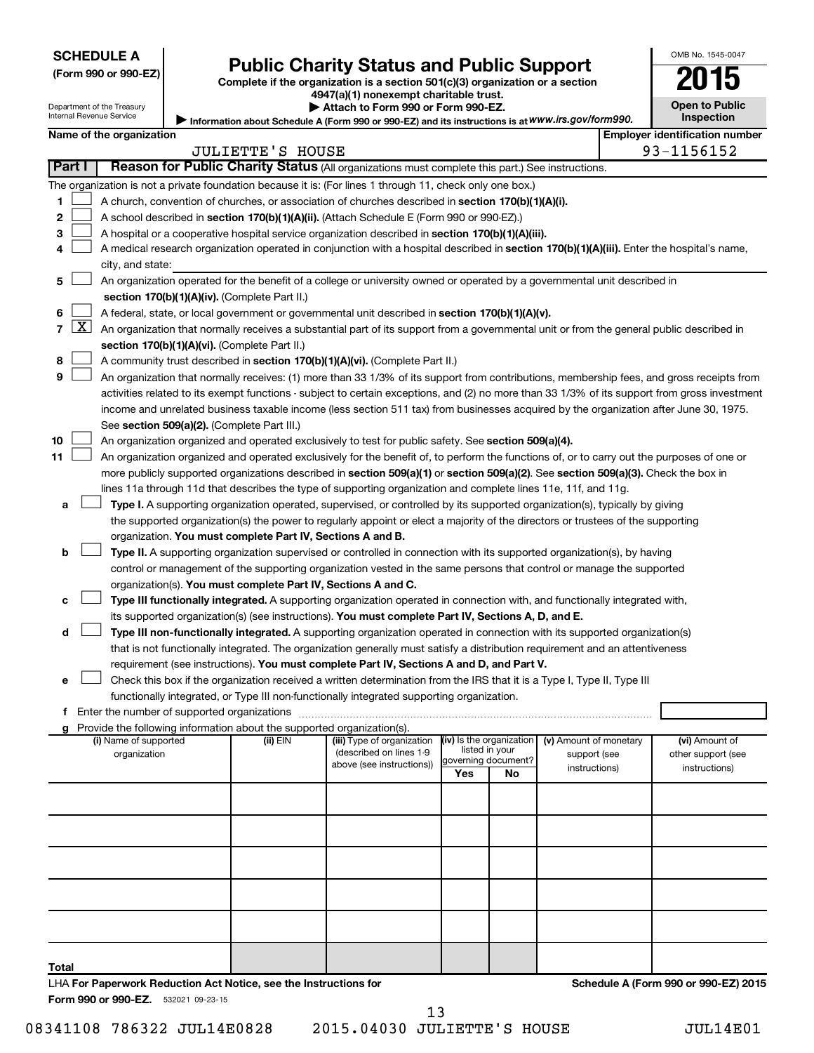**SCHEDULE A**
**(Form 990 or 990-EZ)**

Department of the Treasury
Internal Revenue Service

# Public Charity Status and Public Support

**Complete if the organization is a section 501(c)(3) organization or a section 4947(a)(1) nonexempt charitable trust.**
**▶ Attach to Form 990 or Form 990-EZ.**
▶ Information about Schedule A (Form 990 or 990-EZ) and its instructions is at *www.irs.gov/form990.*

OMB No. 1545-0047
**2015**
**Open to Public Inspection**

**Name of the organization:** JULIETTE'S HOUSE
**Employer identification number:** 93-1156152

## Part I — Reason for Public Charity Status (All organizations must complete this part.) See instructions.

The organization is not a private foundation because it is: (For lines 1 through 11, check only one box.)

1. ☐ A church, convention of churches, or association of churches described in **section 170(b)(1)(A)(i).**
2. ☐ A school described in **section 170(b)(1)(A)(ii).** (Attach Schedule E (Form 990 or 990-EZ).)
3. ☐ A hospital or a cooperative hospital service organization described in **section 170(b)(1)(A)(iii).**
4. ☐ A medical research organization operated in conjunction with a hospital described in **section 170(b)(1)(A)(iii).** Enter the hospital's name, city, and state:
5. ☐ An organization operated for the benefit of a college or university owned or operated by a governmental unit described in **section 170(b)(1)(A)(iv).** (Complete Part II.)
6. ☐ A federal, state, or local government or governmental unit described in **section 170(b)(1)(A)(v).**
7. ☒ An organization that normally receives a substantial part of its support from a governmental unit or from the general public described in **section 170(b)(1)(A)(vi).** (Complete Part II.)
8. ☐ A community trust described in **section 170(b)(1)(A)(vi).** (Complete Part II.)
9. ☐ An organization that normally receives: (1) more than 33 1/3% of its support from contributions, membership fees, and gross receipts from activities related to its exempt functions - subject to certain exceptions, and (2) no more than 33 1/3% of its support from gross investment income and unrelated business taxable income (less section 511 tax) from businesses acquired by the organization after June 30, 1975. See **section 509(a)(2).** (Complete Part III.)
10. ☐ An organization organized and operated exclusively to test for public safety. See **section 509(a)(4).**
11. ☐ An organization organized and operated exclusively for the benefit of, to perform the functions of, or to carry out the purposes of one or more publicly supported organizations described in **section 509(a)(1)** or **section 509(a)(2).** See **section 509(a)(3).** Check the box in lines 11a through 11d that describes the type of supporting organization and complete lines 11e, 11f, and 11g.
   - a ☐ **Type I.** A supporting organization operated, supervised, or controlled by its supported organization(s), typically by giving the supported organization(s) the power to regularly appoint or elect a majority of the directors or trustees of the supporting organization. **You must complete Part IV, Sections A and B.**
   - b ☐ **Type II.** A supporting organization supervised or controlled in connection with its supported organization(s), by having control or management of the supporting organization vested in the same persons that control or manage the supported organization(s). **You must complete Part IV, Sections A and C.**
   - c ☐ **Type III functionally integrated.** A supporting organization operated in connection with, and functionally integrated with, its supported organization(s) (see instructions). **You must complete Part IV, Sections A, D, and E.**
   - d ☐ **Type III non-functionally integrated.** A supporting organization operated in connection with its supported organization(s) that is not functionally integrated. The organization generally must satisfy a distribution requirement and an attentiveness requirement (see instructions). **You must complete Part IV, Sections A and D, and Part V.**
   - e ☐ Check this box if the organization received a written determination from the IRS that it is a Type I, Type II, Type III functionally integrated, or Type III non-functionally integrated supporting organization.
   - f Enter the number of supported organizations
   - g Provide the following information about the supported organization(s).

| (i) Name of supported organization | (ii) EIN | (iii) Type of organization (described on lines 1-9 above (see instructions)) | (iv) Is the organization listed in your governing document? Yes | No | (v) Amount of monetary support (see instructions) | (vi) Amount of other support (see instructions) |
|---|---|---|---|---|---|---|
| | | | | | | |
| | | | | | | |
| | | | | | | |
| | | | | | | |
| | | | | | | |
| **Total** | | | | | | |

LHA **For Paperwork Reduction Act Notice, see the Instructions for Form 990 or 990-EZ.** 532021 09-23-15

**Schedule A (Form 990 or 990-EZ) 2015**

08341108 786322 JUL14E0828 2015.04030 JULIETTE'S HOUSE JUL14E01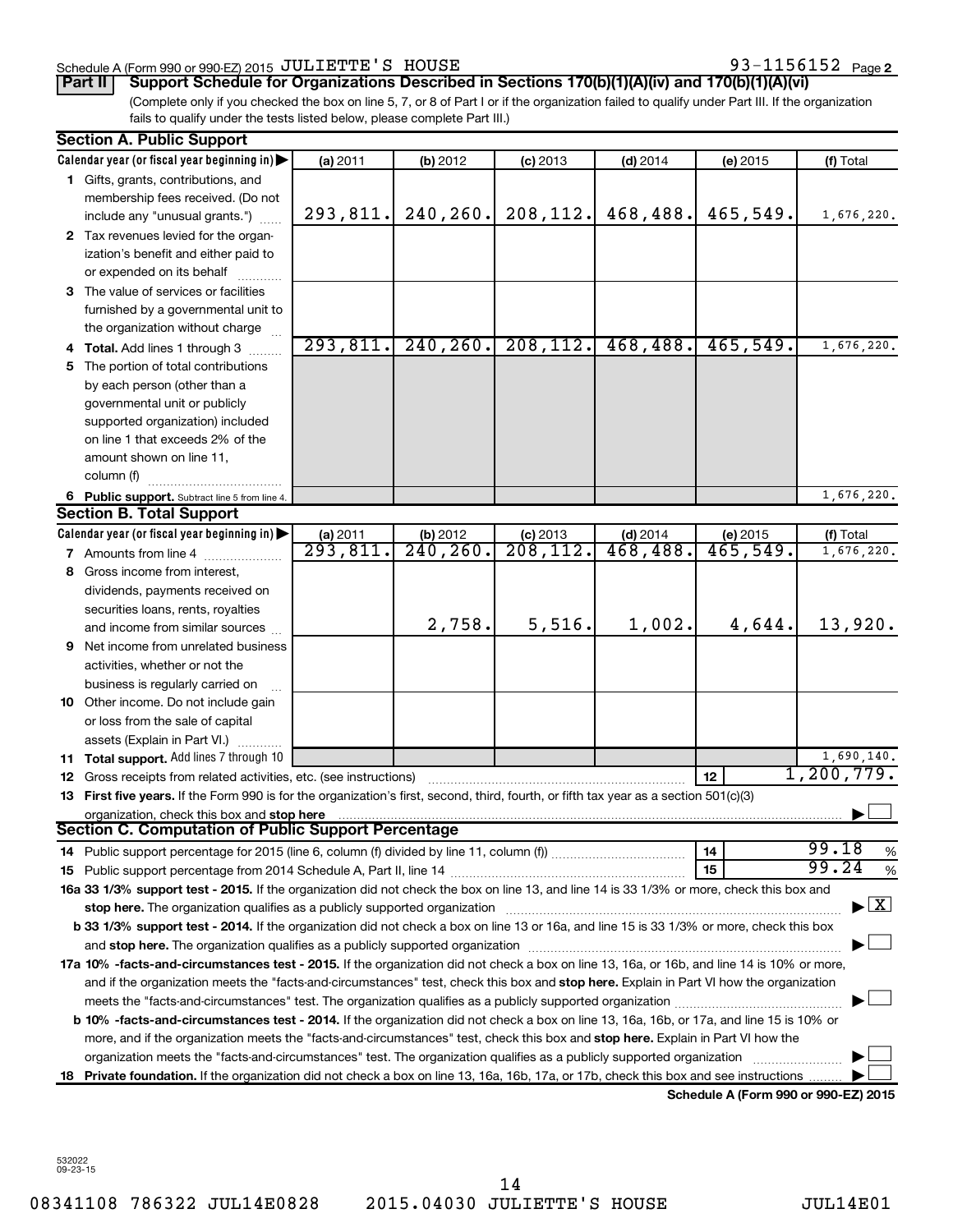Schedule A (Form 990 or 990-EZ) 2015 JULIETTE'S HOUSE 93-1156152 Page 2

**Part II Support Schedule for Organizations Described in Sections 170(b)(1)(A)(iv) and 170(b)(1)(A)(vi)**

(Complete only if you checked the box on line 5, 7, or 8 of Part I or if the organization failed to qualify under Part III. If the organization fails to qualify under the tests listed below, please complete Part III.)

**Section A. Public Support**

| Calendar year (or fiscal year beginning in) | (a) 2011 | (b) 2012 | (c) 2013 | (d) 2014 | (e) 2015 | (f) Total |
|---|---|---|---|---|---|---|
| 1 Gifts, grants, contributions, and membership fees received. (Do not include any "unusual grants.") | 293,811. | 240,260. | 208,112. | 468,488. | 465,549. | 1,676,220. |
| 2 Tax revenues levied for the organization's benefit and either paid to or expended on its behalf | | | | | | |
| 3 The value of services or facilities furnished by a governmental unit to the organization without charge | | | | | | |
| 4 **Total.** Add lines 1 through 3 | 293,811. | 240,260. | 208,112. | 468,488. | 465,549. | 1,676,220. |
| 5 The portion of total contributions by each person (other than a governmental unit or publicly supported organization) included on line 1 that exceeds 2% of the amount shown on line 11, column (f) | | | | | | |
| 6 **Public support.** Subtract line 5 from line 4. | | | | | | 1,676,220. |

**Section B. Total Support**

| Calendar year (or fiscal year beginning in) | (a) 2011 | (b) 2012 | (c) 2013 | (d) 2014 | (e) 2015 | (f) Total |
|---|---|---|---|---|---|---|
| 7 Amounts from line 4 | 293,811. | 240,260. | 208,112. | 468,488. | 465,549. | 1,676,220. |
| 8 Gross income from interest, dividends, payments received on securities loans, rents, royalties and income from similar sources | | 2,758. | 5,516. | 1,002. | 4,644. | 13,920. |
| 9 Net income from unrelated business activities, whether or not the business is regularly carried on | | | | | | |
| 10 Other income. Do not include gain or loss from the sale of capital assets (Explain in Part VI.) | | | | | | |
| 11 **Total support.** Add lines 7 through 10 | | | | | | 1,690,140. |

12 Gross receipts from related activities, etc. (see instructions) — 12: 1,200,779.

13 **First five years.** If the Form 990 is for the organization's first, second, third, fourth, or fifth tax year as a section 501(c)(3) organization, check this box and **stop here** ☐

**Section C. Computation of Public Support Percentage**

14 Public support percentage for 2015 (line 6, column (f) divided by line 11, column (f)) — 14: 99.18 %

15 Public support percentage from 2014 Schedule A, Part II, line 14 — 15: 99.24 %

**16a 33 1/3% support test - 2015.** If the organization did not check the box on line 13, and line 14 is 33 1/3% or more, check this box and **stop here.** The organization qualifies as a publicly supported organization ☒

**b 33 1/3% support test - 2014.** If the organization did not check a box on line 13 or 16a, and line 15 is 33 1/3% or more, check this box and **stop here.** The organization qualifies as a publicly supported organization ☐

**17a 10% -facts-and-circumstances test - 2015.** If the organization did not check a box on line 13, 16a, or 16b, and line 14 is 10% or more, and if the organization meets the "facts-and-circumstances" test, check this box and **stop here.** Explain in Part VI how the organization meets the "facts-and-circumstances" test. The organization qualifies as a publicly supported organization ☐

**b 10% -facts-and-circumstances test - 2014.** If the organization did not check a box on line 13, 16a, 16b, or 17a, and line 15 is 10% or more, and if the organization meets the "facts-and-circumstances" test, check this box and **stop here.** Explain in Part VI how the organization meets the "facts-and-circumstances" test. The organization qualifies as a publicly supported organization ☐

18 **Private foundation.** If the organization did not check a box on line 13, 16a, 16b, 17a, or 17b, check this box and see instructions ☐

**Schedule A (Form 990 or 990-EZ) 2015**

532022 09-23-15

08341108 786322 JUL14E0828 2015.04030 JULIETTE'S HOUSE JUL14E01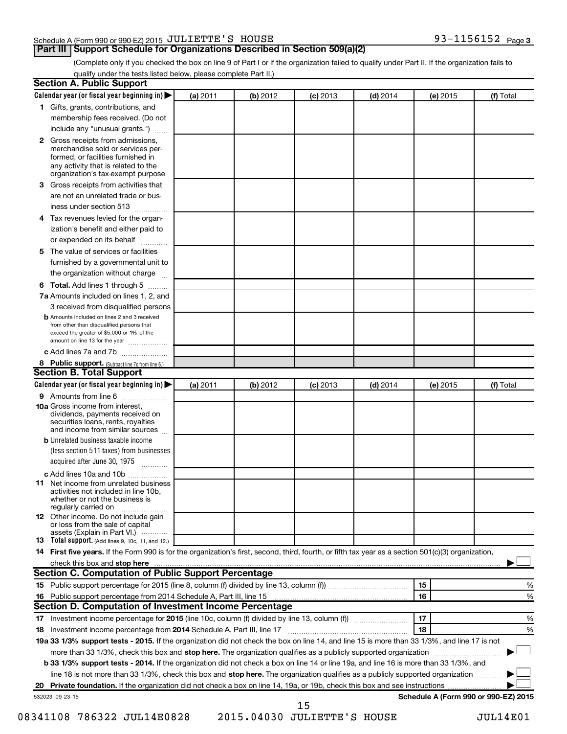Schedule A (Form 990 or 990-EZ) 2015 JULIETTE'S HOUSE 93-1156152 Page 3

## Part III Support Schedule for Organizations Described in Section 509(a)(2)

(Complete only if you checked the box on line 9 of Part I or if the organization failed to qualify under Part II. If the organization fails to qualify under the tests listed below, please complete Part II.)

### Section A. Public Support

| Calendar year (or fiscal year beginning in) ▶ | (a) 2011 | (b) 2012 | (c) 2013 | (d) 2014 | (e) 2015 | (f) Total |
|---|---|---|---|---|---|---|
| **1** Gifts, grants, contributions, and membership fees received. (Do not include any "unusual grants.") | | | | | | |
| **2** Gross receipts from admissions, merchandise sold or services performed, or facilities furnished in any activity that is related to the organization's tax-exempt purpose | | | | | | |
| **3** Gross receipts from activities that are not an unrelated trade or business under section 513 | | | | | | |
| **4** Tax revenues levied for the organization's benefit and either paid to or expended on its behalf | | | | | | |
| **5** The value of services or facilities furnished by a governmental unit to the organization without charge | | | | | | |
| **6 Total.** Add lines 1 through 5 | | | | | | |
| **7a** Amounts included on lines 1, 2, and 3 received from disqualified persons | | | | | | |
| **b** Amounts included on lines 2 and 3 received from other than disqualified persons that exceed the greater of $5,000 or 1% of the amount on line 13 for the year | | | | | | |
| **c** Add lines 7a and 7b | | | | | | |
| **8 Public support.** (Subtract line 7c from line 6.) | | | | | | |

### Section B. Total Support

| Calendar year (or fiscal year beginning in) ▶ | (a) 2011 | (b) 2012 | (c) 2013 | (d) 2014 | (e) 2015 | (f) Total |
|---|---|---|---|---|---|---|
| **9** Amounts from line 6 | | | | | | |
| **10a** Gross income from interest, dividends, payments received on securities loans, rents, royalties and income from similar sources | | | | | | |
| **b** Unrelated business taxable income (less section 511 taxes) from businesses acquired after June 30, 1975 | | | | | | |
| **c** Add lines 10a and 10b | | | | | | |
| **11** Net income from unrelated business activities not included in line 10b, whether or not the business is regularly carried on | | | | | | |
| **12** Other income. Do not include gain or loss from the sale of capital assets (Explain in Part VI.) | | | | | | |
| **13 Total support.** (Add lines 9, 10c, 11, and 12.) | | | | | | |

**14 First five years.** If the Form 990 is for the organization's first, second, third, fourth, or fifth tax year as a section 501(c)(3) organization, check this box and **stop here** ▶ ☐

### Section C. Computation of Public Support Percentage

| | | | |
|---|---|---|---|
| **15** Public support percentage for 2015 (line 8, column (f) divided by line 13, column (f)) | 15 | | % |
| **16** Public support percentage from 2014 Schedule A, Part III, line 15 | 16 | | % |

### Section D. Computation of Investment Income Percentage

| | | | |
|---|---|---|---|
| **17** Investment income percentage for **2015** (line 10c, column (f) divided by line 13, column (f)) | 17 | | % |
| **18** Investment income percentage from **2014** Schedule A, Part III, line 17 | 18 | | % |

**19a 33 1/3% support tests - 2015.** If the organization did not check the box on line 14, and line 15 is more than 33 1/3%, and line 17 is not more than 33 1/3%, check this box and **stop here.** The organization qualifies as a publicly supported organization ▶ ☐

**b 33 1/3% support tests - 2014.** If the organization did not check a box on line 14 or line 19a, and line 16 is more than 33 1/3%, and line 18 is not more than 33 1/3%, check this box and **stop here.** The organization qualifies as a publicly supported organization ▶ ☐

**20 Private foundation.** If the organization did not check a box on line 14, 19a, or 19b, check this box and see instructions ▶ ☐

532023 09-23-15 **Schedule A (Form 990 or 990-EZ) 2015**

08341108 786322 JUL14E0828 2015.04030 JULIETTE'S HOUSE JUL14E01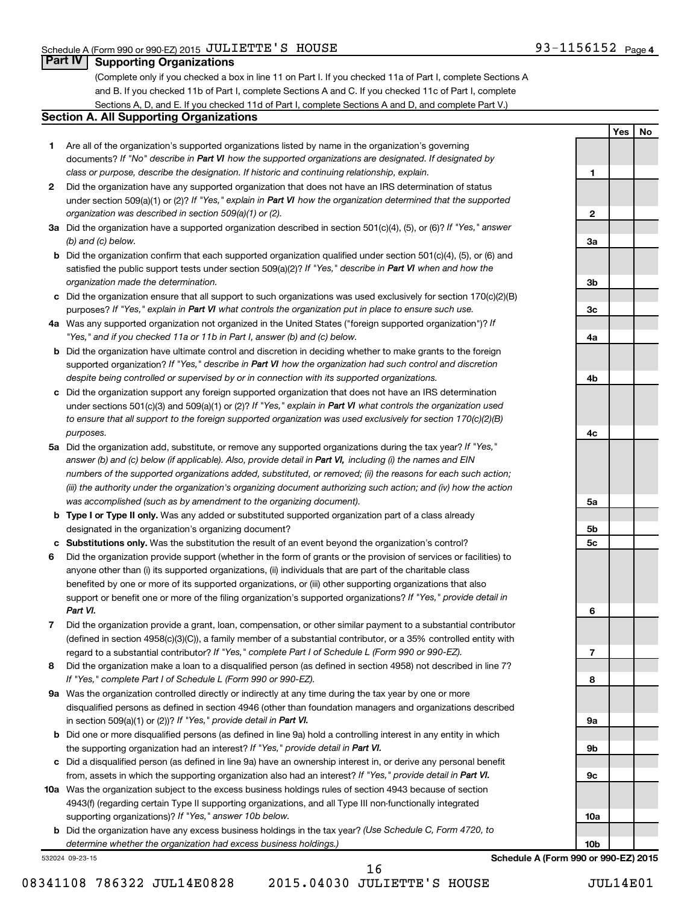Schedule A (Form 990 or 990-EZ) 2015 JULIETTE'S HOUSE 93-1156152 Page 4

## Part IV Supporting Organizations

(Complete only if you checked a box in line 11 on Part I. If you checked 11a of Part I, complete Sections A and B. If you checked 11b of Part I, complete Sections A and C. If you checked 11c of Part I, complete Sections A, D, and E. If you checked 11d of Part I, complete Sections A and D, and complete Part V.)

### Section A. All Supporting Organizations

| | | | Yes | No |
|---|---|---|---|---|
| 1 | Are all of the organization's supported organizations listed by name in the organization's governing documents? *If "No" describe in **Part VI** how the supported organizations are designated. If designated by class or purpose, describe the designation. If historic and continuing relationship, explain.* | 1 | | |
| 2 | Did the organization have any supported organization that does not have an IRS determination of status under section 509(a)(1) or (2)? *If "Yes," explain in **Part VI** how the organization determined that the supported organization was described in section 509(a)(1) or (2).* | 2 | | |
| 3a | Did the organization have a supported organization described in section 501(c)(4), (5), or (6)? *If "Yes," answer (b) and (c) below.* | 3a | | |
| b | Did the organization confirm that each supported organization qualified under section 501(c)(4), (5), or (6) and satisfied the public support tests under section 509(a)(2)? *If "Yes," describe in **Part VI** when and how the organization made the determination.* | 3b | | |
| c | Did the organization ensure that all support to such organizations was used exclusively for section 170(c)(2)(B) purposes? *If "Yes," explain in **Part VI** what controls the organization put in place to ensure such use.* | 3c | | |
| 4a | Was any supported organization not organized in the United States ("foreign supported organization")? *If "Yes," and if you checked 11a or 11b in Part I, answer (b) and (c) below.* | 4a | | |
| b | Did the organization have ultimate control and discretion in deciding whether to make grants to the foreign supported organization? *If "Yes," describe in **Part VI** how the organization had such control and discretion despite being controlled or supervised by or in connection with its supported organizations.* | 4b | | |
| c | Did the organization support any foreign supported organization that does not have an IRS determination under sections 501(c)(3) and 509(a)(1) or (2)? *If "Yes," explain in **Part VI** what controls the organization used to ensure that all support to the foreign supported organization was used exclusively for section 170(c)(2)(B) purposes.* | 4c | | |
| 5a | Did the organization add, substitute, or remove any supported organizations during the tax year? *If "Yes," answer (b) and (c) below (if applicable). Also, provide detail in **Part VI,** including (i) the names and EIN numbers of the supported organizations added, substituted, or removed; (ii) the reasons for each such action; (iii) the authority under the organization's organizing document authorizing such action; and (iv) how the action was accomplished (such as by amendment to the organizing document).* | 5a | | |
| b | **Type I or Type II only.** Was any added or substituted supported organization part of a class already designated in the organization's organizing document? | 5b | | |
| c | **Substitutions only.** Was the substitution the result of an event beyond the organization's control? | 5c | | |
| 6 | Did the organization provide support (whether in the form of grants or the provision of services or facilities) to anyone other than (i) its supported organizations, (ii) individuals that are part of the charitable class benefited by one or more of its supported organizations, or (iii) other supporting organizations that also support or benefit one or more of the filing organization's supported organizations? *If "Yes," provide detail in **Part VI.*** | 6 | | |
| 7 | Did the organization provide a grant, loan, compensation, or other similar payment to a substantial contributor (defined in section 4958(c)(3)(C)), a family member of a substantial contributor, or a 35% controlled entity with regard to a substantial contributor? *If "Yes," complete Part I of Schedule L (Form 990 or 990-EZ).* | 7 | | |
| 8 | Did the organization make a loan to a disqualified person (as defined in section 4958) not described in line 7? *If "Yes," complete Part I of Schedule L (Form 990 or 990-EZ).* | 8 | | |
| 9a | Was the organization controlled directly or indirectly at any time during the tax year by one or more disqualified persons as defined in section 4946 (other than foundation managers and organizations described in section 509(a)(1) or (2))? *If "Yes," provide detail in **Part VI.*** | 9a | | |
| b | Did one or more disqualified persons (as defined in line 9a) hold a controlling interest in any entity in which the supporting organization had an interest? *If "Yes," provide detail in **Part VI.*** | 9b | | |
| c | Did a disqualified person (as defined in line 9a) have an ownership interest in, or derive any personal benefit from, assets in which the supporting organization also had an interest? *If "Yes," provide detail in **Part VI.*** | 9c | | |
| 10a | Was the organization subject to the excess business holdings rules of section 4943 because of section 4943(f) (regarding certain Type II supporting organizations, and all Type III non-functionally integrated supporting organizations)? *If "Yes," answer 10b below.* | 10a | | |
| b | Did the organization have any excess business holdings in the tax year? *(Use Schedule C, Form 4720, to determine whether the organization had excess business holdings.)* | 10b | | |

532024 09-23-15 **Schedule A (Form 990 or 990-EZ) 2015**

08341108 786322 JUL14E0828 2015.04030 JULIETTE'S HOUSE JUL14E01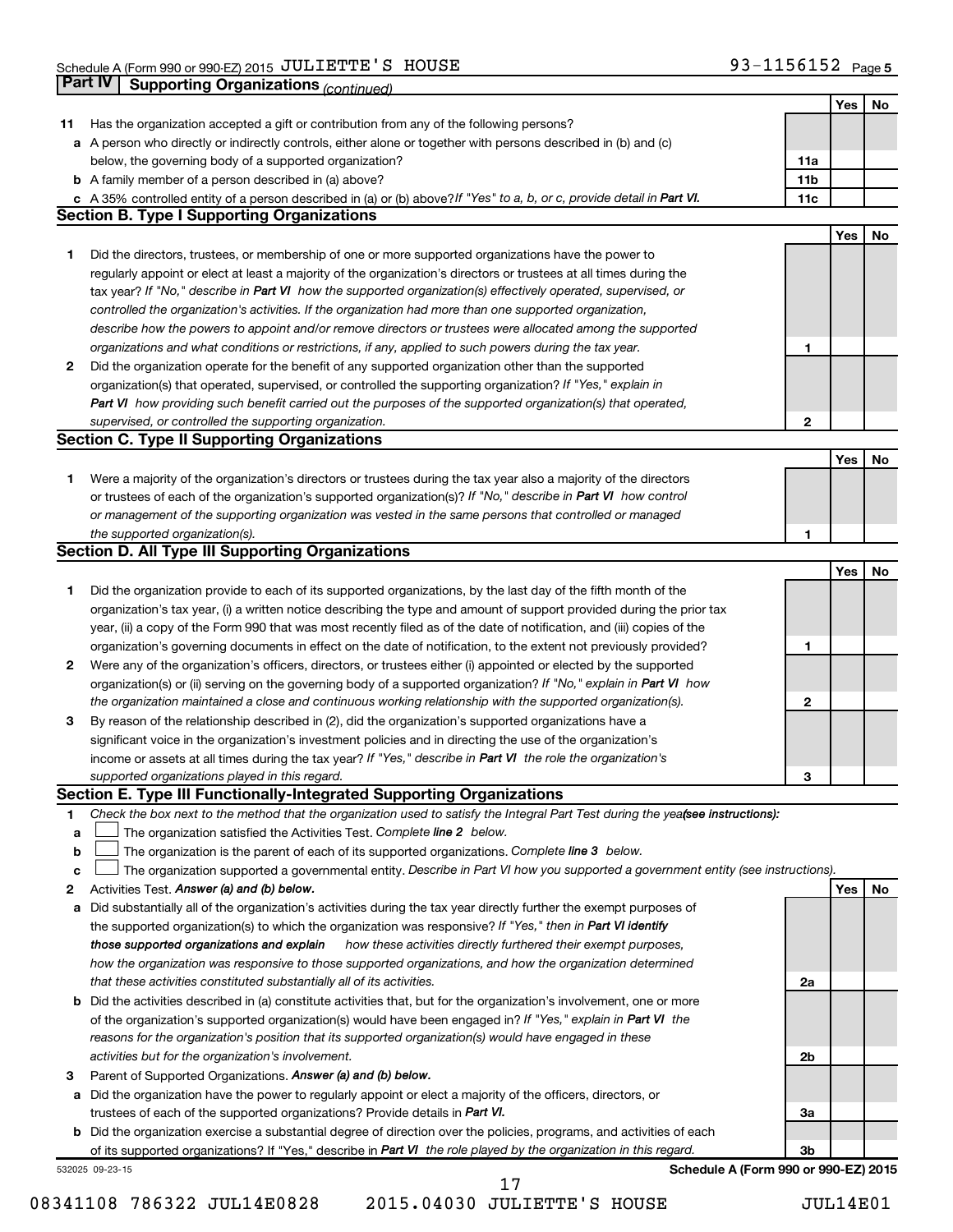Schedule A (Form 990 or 990-EZ) 2015 JULIETTE'S HOUSE 93-1156152 Page 5

## Part IV Supporting Organizations *(continued)*

| | | | Yes | No |
|---|---|---|---|---|
| **11** | Has the organization accepted a gift or contribution from any of the following persons? | | | |
| **a** | A person who directly or indirectly controls, either alone or together with persons described in (b) and (c) below, the governing body of a supported organization? | **11a** | | |
| **b** | A family member of a person described in (a) above? | **11b** | | |
| **c** | A 35% controlled entity of a person described in (a) or (b) above? *If "Yes" to a, b, or c, provide detail in* ***Part VI.*** | **11c** | | |

### Section B. Type I Supporting Organizations

| | | | Yes | No |
|---|---|---|---|---|
| **1** | Did the directors, trustees, or membership of one or more supported organizations have the power to regularly appoint or elect at least a majority of the organization's directors or trustees at all times during the tax year? *If "No," describe in* ***Part VI*** *how the supported organization(s) effectively operated, supervised, or controlled the organization's activities. If the organization had more than one supported organization, describe how the powers to appoint and/or remove directors or trustees were allocated among the supported organizations and what conditions or restrictions, if any, applied to such powers during the tax year.* | **1** | | |
| **2** | Did the organization operate for the benefit of any supported organization other than the supported organization(s) that operated, supervised, or controlled the supporting organization? *If "Yes," explain in* ***Part VI*** *how providing such benefit carried out the purposes of the supported organization(s) that operated, supervised, or controlled the supporting organization.* | **2** | | |

### Section C. Type II Supporting Organizations

| | | | Yes | No |
|---|---|---|---|---|
| **1** | Were a majority of the organization's directors or trustees during the tax year also a majority of the directors or trustees of each of the organization's supported organization(s)? *If "No," describe in* ***Part VI*** *how control or management of the supporting organization was vested in the same persons that controlled or managed the supported organization(s).* | **1** | | |

### Section D. All Type III Supporting Organizations

| | | | Yes | No |
|---|---|---|---|---|
| **1** | Did the organization provide to each of its supported organizations, by the last day of the fifth month of the organization's tax year, (i) a written notice describing the type and amount of support provided during the prior tax year, (ii) a copy of the Form 990 that was most recently filed as of the date of notification, and (iii) copies of the organization's governing documents in effect on the date of notification, to the extent not previously provided? | **1** | | |
| **2** | Were any of the organization's officers, directors, or trustees either (i) appointed or elected by the supported organization(s) or (ii) serving on the governing body of a supported organization? *If "No," explain in* ***Part VI*** *how the organization maintained a close and continuous working relationship with the supported organization(s).* | **2** | | |
| **3** | By reason of the relationship described in (2), did the organization's supported organizations have a significant voice in the organization's investment policies and in directing the use of the organization's income or assets at all times during the tax year? *If "Yes," describe in* ***Part VI*** *the role the organization's supported organizations played in this regard.* | **3** | | |

### Section E. Type III Functionally-Integrated Supporting Organizations

**1** *Check the box next to the method that the organization used to satisfy the Integral Part Test during the year* ***(see instructions):***

- **a** ☐ The organization satisfied the Activities Test. *Complete* ***line 2*** *below.*
- **b** ☐ The organization is the parent of each of its supported organizations. *Complete* ***line 3*** *below.*
- **c** ☐ The organization supported a governmental entity. *Describe in Part VI how you supported a government entity (see instructions).*

| | | | Yes | No |
|---|---|---|---|---|
| **2** | Activities Test. ***Answer (a) and (b) below.*** | | | |
| **a** | Did substantially all of the organization's activities during the tax year directly further the exempt purposes of the supported organization(s) to which the organization was responsive? *If "Yes," then in* ***Part VI identify those supported organizations and explain*** *how these activities directly furthered their exempt purposes, how the organization was responsive to those supported organizations, and how the organization determined that these activities constituted substantially all of its activities.* | **2a** | | |
| **b** | Did the activities described in (a) constitute activities that, but for the organization's involvement, one or more of the organization's supported organization(s) would have been engaged in? *If "Yes," explain in* ***Part VI*** *the reasons for the organization's position that its supported organization(s) would have engaged in these activities but for the organization's involvement.* | **2b** | | |
| **3** | Parent of Supported Organizations. ***Answer (a) and (b) below.*** | | | |
| **a** | Did the organization have the power to regularly appoint or elect a majority of the officers, directors, or trustees of each of the supported organizations? Provide details in ***Part VI.*** | **3a** | | |
| **b** | Did the organization exercise a substantial degree of direction over the policies, programs, and activities of each of its supported organizations? If "Yes," describe in ***Part VI*** *the role played by the organization in this regard.* | **3b** | | |

532025 09-23-15 **Schedule A (Form 990 or 990-EZ) 2015**

08341108 786322 JUL14E0828 2015.04030 JULIETTE'S HOUSE JUL14E01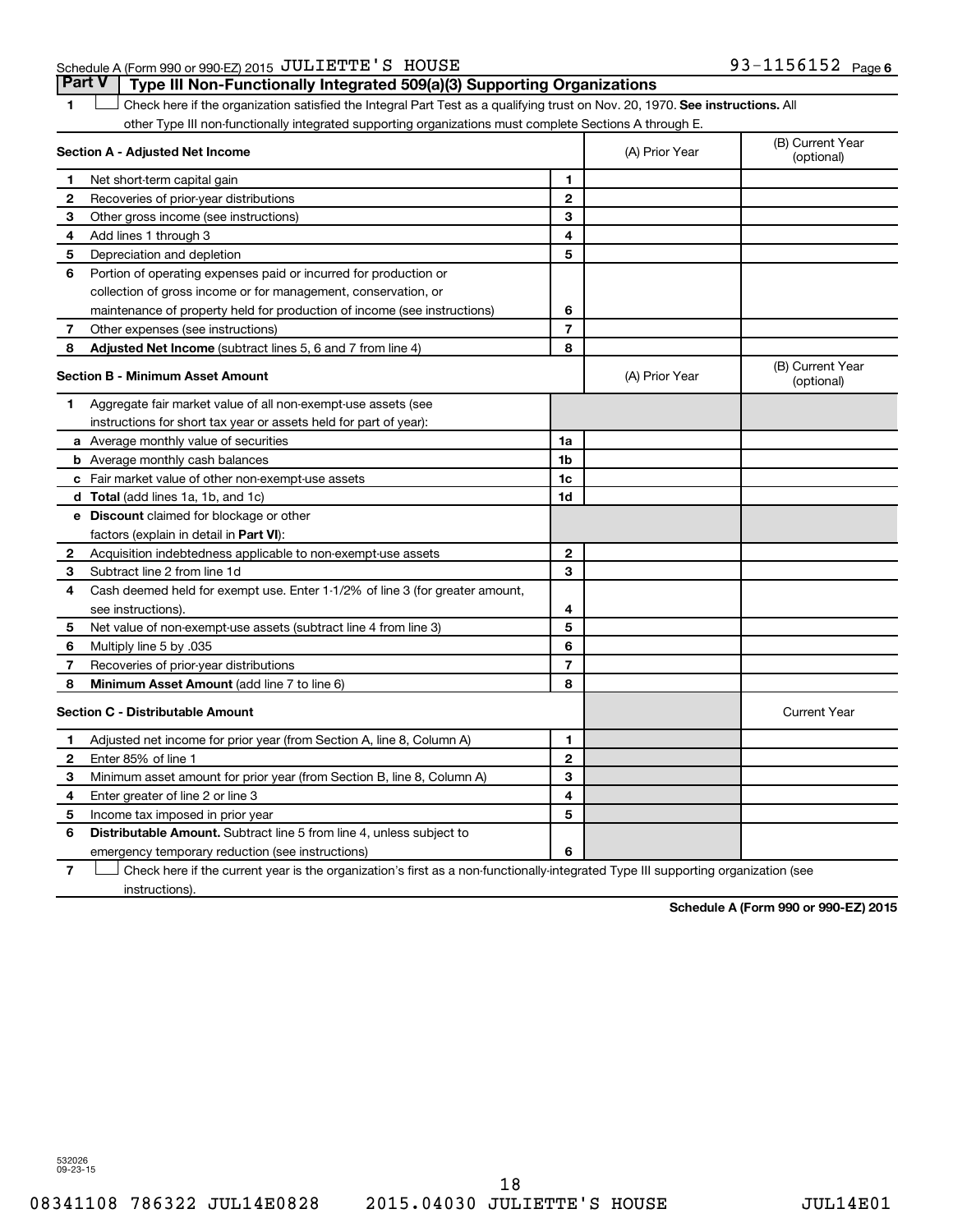Schedule A (Form 990 or 990-EZ) 2015 JULIETTE'S HOUSE 93-1156152 Page 6

## Part V Type III Non-Functionally Integrated 509(a)(3) Supporting Organizations

1 ☐ Check here if the organization satisfied the Integral Part Test as a qualifying trust on Nov. 20, 1970. **See instructions.** All other Type III non-functionally integrated supporting organizations must complete Sections A through E.

| **Section A - Adjusted Net Income** | | (A) Prior Year | (B) Current Year (optional) |
|---|---|---|---|
| **1** Net short-term capital gain | **1** | | |
| **2** Recoveries of prior-year distributions | **2** | | |
| **3** Other gross income (see instructions) | **3** | | |
| **4** Add lines 1 through 3 | **4** | | |
| **5** Depreciation and depletion | **5** | | |
| **6** Portion of operating expenses paid or incurred for production or collection of gross income or for management, conservation, or maintenance of property held for production of income (see instructions) | **6** | | |
| **7** Other expenses (see instructions) | **7** | | |
| **8** **Adjusted Net Income** (subtract lines 5, 6 and 7 from line 4) | **8** | | |

| **Section B - Minimum Asset Amount** | | (A) Prior Year | (B) Current Year (optional) |
|---|---|---|---|
| **1** Aggregate fair market value of all non-exempt-use assets (see instructions for short tax year or assets held for part of year): | | | |
| **a** Average monthly value of securities | **1a** | | |
| **b** Average monthly cash balances | **1b** | | |
| **c** Fair market value of other non-exempt-use assets | **1c** | | |
| **d** **Total** (add lines 1a, 1b, and 1c) | **1d** | | |
| **e** **Discount** claimed for blockage or other factors (explain in detail in **Part VI**): | | | |
| **2** Acquisition indebtedness applicable to non-exempt-use assets | **2** | | |
| **3** Subtract line 2 from line 1d | **3** | | |
| **4** Cash deemed held for exempt use. Enter 1-1/2% of line 3 (for greater amount, see instructions). | **4** | | |
| **5** Net value of non-exempt-use assets (subtract line 4 from line 3) | **5** | | |
| **6** Multiply line 5 by .035 | **6** | | |
| **7** Recoveries of prior-year distributions | **7** | | |
| **8** **Minimum Asset Amount** (add line 7 to line 6) | **8** | | |

| **Section C - Distributable Amount** | | | Current Year |
|---|---|---|---|
| **1** Adjusted net income for prior year (from Section A, line 8, Column A) | **1** | | |
| **2** Enter 85% of line 1 | **2** | | |
| **3** Minimum asset amount for prior year (from Section B, line 8, Column A) | **3** | | |
| **4** Enter greater of line 2 or line 3 | **4** | | |
| **5** Income tax imposed in prior year | **5** | | |
| **6** **Distributable Amount.** Subtract line 5 from line 4, unless subject to emergency temporary reduction (see instructions) | **6** | | |

7 ☐ Check here if the current year is the organization's first as a non-functionally-integrated Type III supporting organization (see instructions).

**Schedule A (Form 990 or 990-EZ) 2015**

532026 09-23-15

08341108 786322 JUL14E0828 2015.04030 JULIETTE'S HOUSE JUL14E01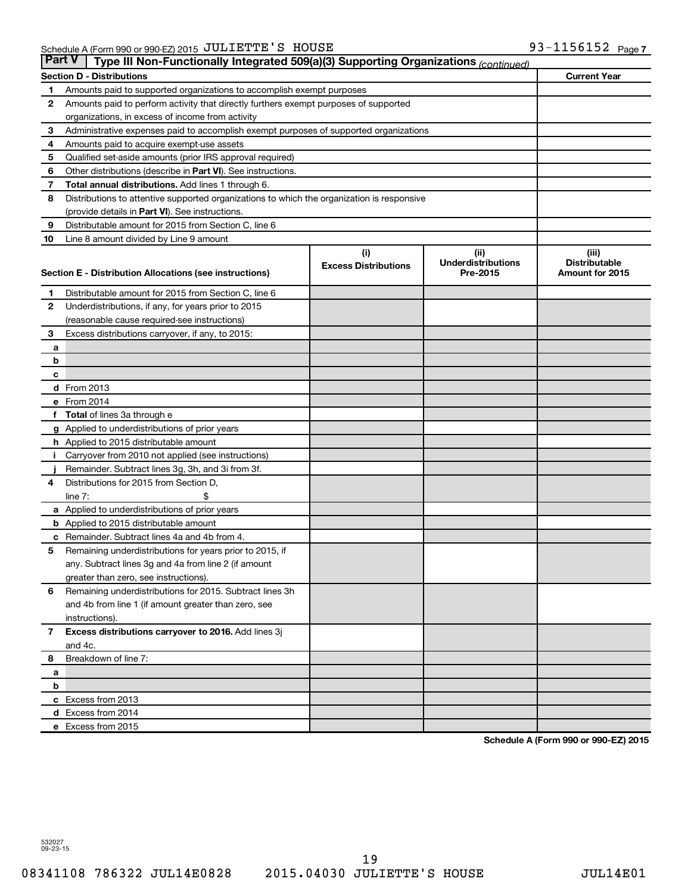Schedule A (Form 990 or 990-EZ) 2015 JULIETTE'S HOUSE 93-1156152

**Part V | Type III Non-Functionally Integrated 509(a)(3) Supporting Organizations** *(continued)*

| Section D - Distributions | | Current Year |
|---|---|---|
| 1 | Amounts paid to supported organizations to accomplish exempt purposes | |
| 2 | Amounts paid to perform activity that directly furthers exempt purposes of supported organizations, in excess of income from activity | |
| 3 | Administrative expenses paid to accomplish exempt purposes of supported organizations | |
| 4 | Amounts paid to acquire exempt-use assets | |
| 5 | Qualified set-aside amounts (prior IRS approval required) | |
| 6 | Other distributions (describe in **Part VI**). See instructions. | |
| 7 | **Total annual distributions.** Add lines 1 through 6. | |
| 8 | Distributions to attentive supported organizations to which the organization is responsive (provide details in **Part VI**). See instructions. | |
| 9 | Distributable amount for 2015 from Section C, line 6 | |
| 10 | Line 8 amount divided by Line 9 amount | |

| Section E - Distribution Allocations (see instructions) | | (i) Excess Distributions | (ii) Underdistributions Pre-2015 | (iii) Distributable Amount for 2015 |
|---|---|---|---|---|
| 1 | Distributable amount for 2015 from Section C, line 6 | | | |
| 2 | Underdistributions, if any, for years prior to 2015 (reasonable cause required-see instructions) | | | |
| 3 | Excess distributions carryover, if any, to 2015: | | | |
| a | | | | |
| b | | | | |
| c | | | | |
| d | From 2013 | | | |
| e | From 2014 | | | |
| f | **Total** of lines 3a through e | | | |
| g | Applied to underdistributions of prior years | | | |
| h | Applied to 2015 distributable amount | | | |
| i | Carryover from 2010 not applied (see instructions) | | | |
| j | Remainder. Subtract lines 3g, 3h, and 3i from 3f. | | | |
| 4 | Distributions for 2015 from Section D, line 7: $ | | | |
| a | Applied to underdistributions of prior years | | | |
| b | Applied to 2015 distributable amount | | | |
| c | Remainder. Subtract lines 4a and 4b from 4. | | | |
| 5 | Remaining underdistributions for years prior to 2015, if any. Subtract lines 3g and 4a from line 2 (if amount greater than zero, see instructions). | | | |
| 6 | Remaining underdistributions for 2015. Subtract lines 3h and 4b from line 1 (if amount greater than zero, see instructions). | | | |
| 7 | **Excess distributions carryover to 2016.** Add lines 3j and 4c. | | | |
| 8 | Breakdown of line 7: | | | |
| a | | | | |
| b | | | | |
| c | Excess from 2013 | | | |
| d | Excess from 2014 | | | |
| e | Excess from 2015 | | | |

**Schedule A (Form 990 or 990-EZ) 2015**

532027 09-23-15

08341108 786322 JUL14E0828 2015.04030 JULIETTE'S HOUSE JUL14E01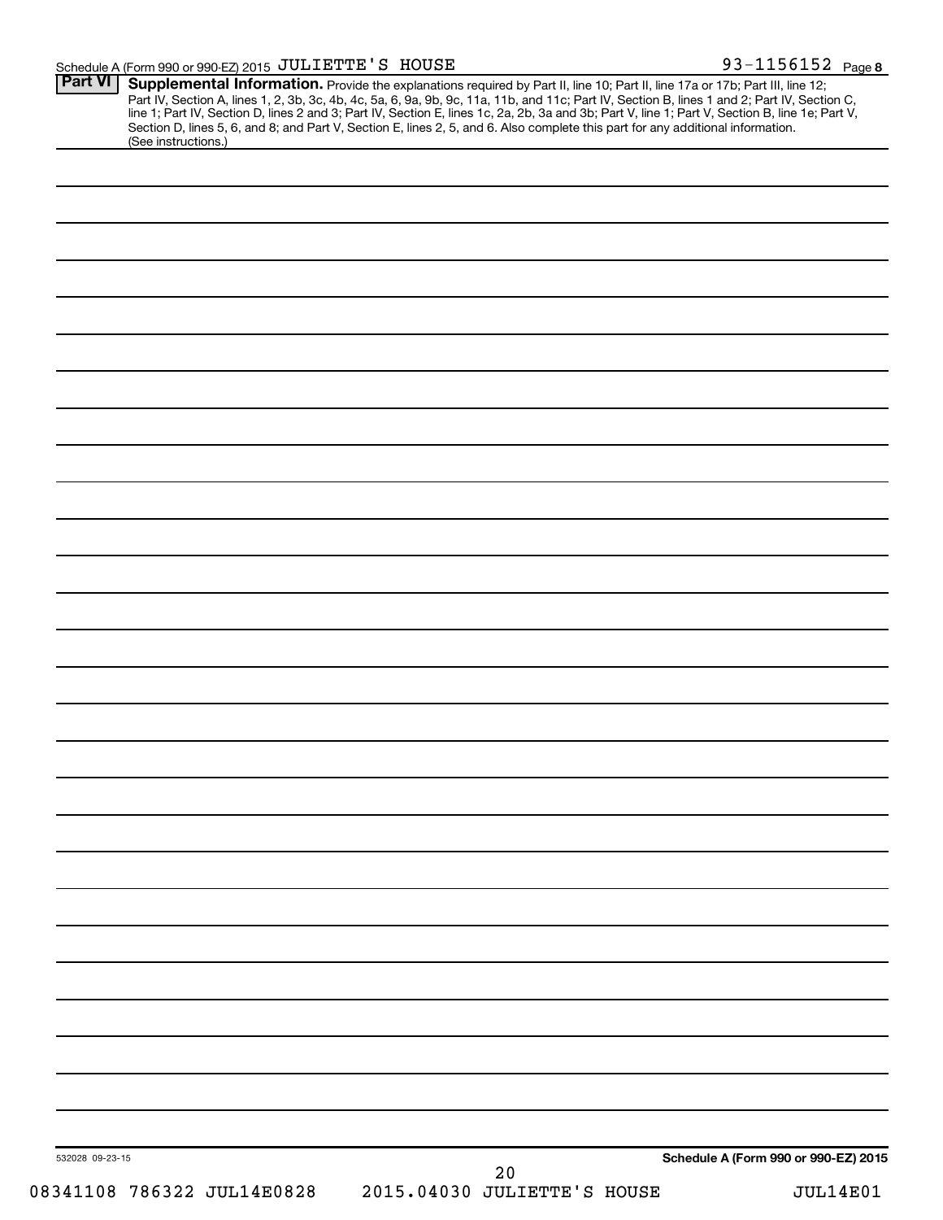Schedule A (Form 990 or 990-EZ) 2015 JULIETTE'S HOUSE 93-1156152 Page 8

**Part VI** **Supplemental Information.** Provide the explanations required by Part II, line 10; Part II, line 17a or 17b; Part III, line 12; Part IV, Section A, lines 1, 2, 3b, 3c, 4b, 4c, 5a, 6, 9a, 9b, 9c, 11a, 11b, and 11c; Part IV, Section B, lines 1 and 2; Part IV, Section C, line 1; Part IV, Section D, lines 2 and 3; Part IV, Section E, lines 1c, 2a, 2b, 3a and 3b; Part V, line 1; Part V, Section B, line 1e; Part V, Section D, lines 5, 6, and 8; and Part V, Section E, lines 2, 5, and 6. Also complete this part for any additional information. (See instructions.)

532028 09-23-15

**Schedule A (Form 990 or 990-EZ) 2015**

08341108 786322 JUL14E0828 2015.04030 JULIETTE'S HOUSE JUL14E01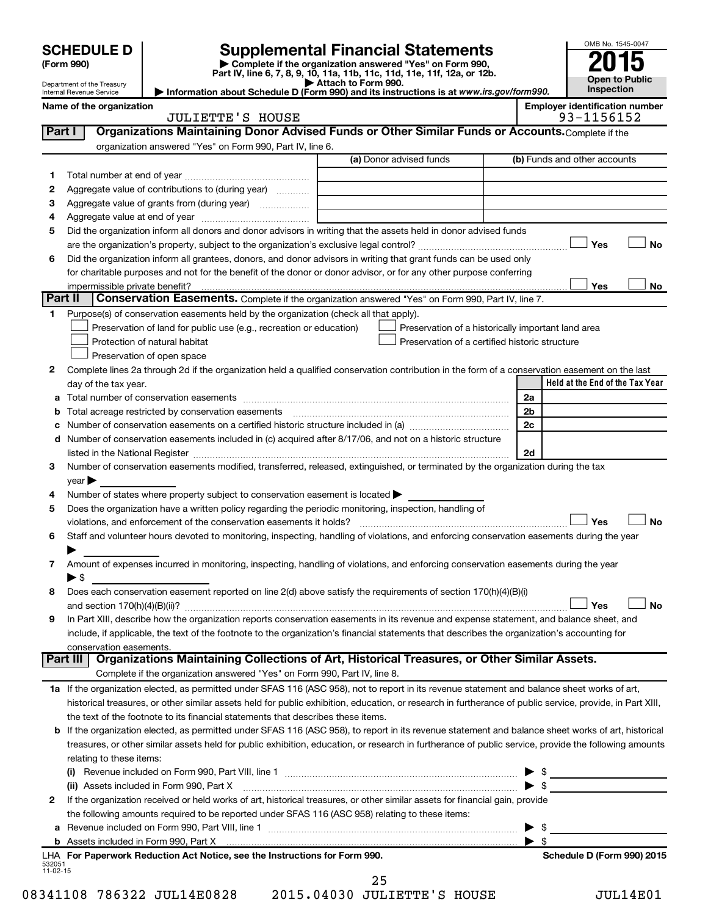**SCHEDULE D**
**(Form 990)**

Department of the Treasury
Internal Revenue Service

# Supplemental Financial Statements

▶ Complete if the organization answered "Yes" on Form 990, Part IV, line 6, 7, 8, 9, 10, 11a, 11b, 11c, 11d, 11e, 11f, 12a, or 12b.
▶ Attach to Form 990.
▶ Information about Schedule D (Form 990) and its instructions is at www.irs.gov/form990.

OMB No. 1545-0047
**2015**
**Open to Public Inspection**

**Name of the organization**: JULIETTE'S HOUSE
**Employer identification number**: 93-1156152

## Part I Organizations Maintaining Donor Advised Funds or Other Similar Funds or Accounts.
Complete if the organization answered "Yes" on Form 990, Part IV, line 6.

| | | (a) Donor advised funds | (b) Funds and other accounts |
|---|---|---|---|
| 1 | Total number at end of year | | |
| 2 | Aggregate value of contributions to (during year) | | |
| 3 | Aggregate value of grants from (during year) | | |
| 4 | Aggregate value at end of year | | |

5 Did the organization inform all donors and donor advisors in writing that the assets held in donor advised funds are the organization's property, subject to the organization's exclusive legal control? ☐ Yes ☐ No

6 Did the organization inform all grantees, donors, and donor advisors in writing that grant funds can be used only for charitable purposes and not for the benefit of the donor or donor advisor, or for any other purpose conferring impermissible private benefit? ☐ Yes ☐ No

## Part II Conservation Easements.
Complete if the organization answered "Yes" on Form 990, Part IV, line 7.

1 Purpose(s) of conservation easements held by the organization (check all that apply).

- ☐ Preservation of land for public use (e.g., recreation or education)
- ☐ Protection of natural habitat
- ☐ Preservation of open space
- ☐ Preservation of a historically important land area
- ☐ Preservation of a certified historic structure

2 Complete lines 2a through 2d if the organization held a qualified conservation contribution in the form of a conservation easement on the last day of the tax year.

| | | | Held at the End of the Tax Year |
|---|---|---|---|
| a | Total number of conservation easements | 2a | |
| b | Total acreage restricted by conservation easements | 2b | |
| c | Number of conservation easements on a certified historic structure included in (a) | 2c | |
| d | Number of conservation easements included in (c) acquired after 8/17/06, and not on a historic structure listed in the National Register | 2d | |

3 Number of conservation easements modified, transferred, released, extinguished, or terminated by the organization during the tax year ▶

4 Number of states where property subject to conservation easement is located ▶

5 Does the organization have a written policy regarding the periodic monitoring, inspection, handling of violations, and enforcement of the conservation easements it holds? ☐ Yes ☐ No

6 Staff and volunteer hours devoted to monitoring, inspecting, handling of violations, and enforcing conservation easements during the year ▶

7 Amount of expenses incurred in monitoring, inspecting, handling of violations, and enforcing conservation easements during the year ▶ $

8 Does each conservation easement reported on line 2(d) above satisfy the requirements of section 170(h)(4)(B)(i) and section 170(h)(4)(B)(ii)? ☐ Yes ☐ No

9 In Part XIII, describe how the organization reports conservation easements in its revenue and expense statement, and balance sheet, and include, if applicable, the text of the footnote to the organization's financial statements that describes the organization's accounting for conservation easements.

## Part III Organizations Maintaining Collections of Art, Historical Treasures, or Other Similar Assets.
Complete if the organization answered "Yes" on Form 990, Part IV, line 8.

1a If the organization elected, as permitted under SFAS 116 (ASC 958), not to report in its revenue statement and balance sheet works of art, historical treasures, or other similar assets held for public exhibition, education, or research in furtherance of public service, provide, in Part XIII, the text of the footnote to its financial statements that describes these items.

b If the organization elected, as permitted under SFAS 116 (ASC 958), to report in its revenue statement and balance sheet works of art, historical treasures, or other similar assets held for public exhibition, education, or research in furtherance of public service, provide the following amounts relating to these items:

(i) Revenue included on Form 990, Part VIII, line 1 ▶ $

(ii) Assets included in Form 990, Part X ▶ $

2 If the organization received or held works of art, historical treasures, or other similar assets for financial gain, provide the following amounts required to be reported under SFAS 116 (ASC 958) relating to these items:

a Revenue included on Form 990, Part VIII, line 1 ▶ $

b Assets included in Form 990, Part X ▶ $

LHA **For Paperwork Reduction Act Notice, see the Instructions for Form 990.** **Schedule D (Form 990) 2015**

532051 11-02-15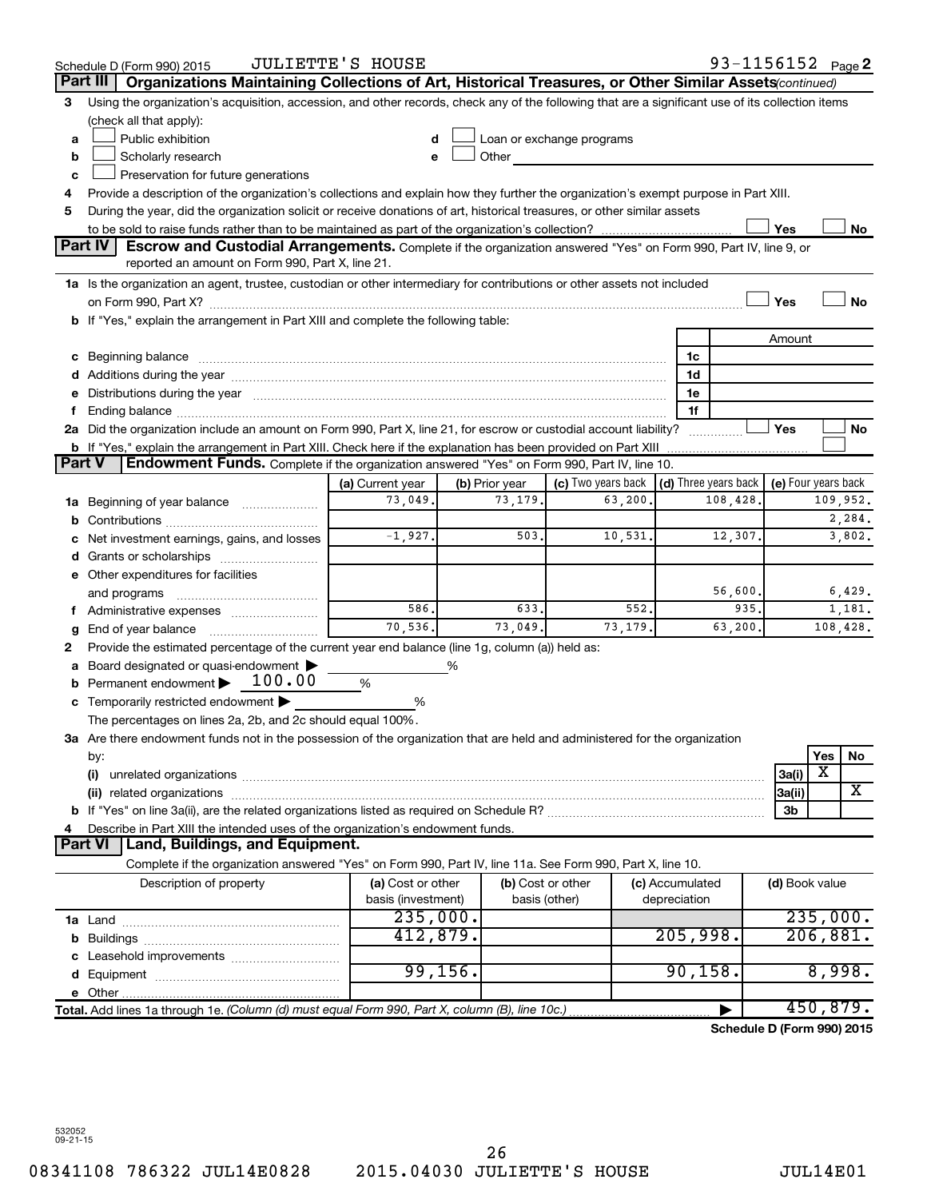Schedule D (Form 990) 2015 JULIETTE'S HOUSE 93-1156152 Page 2

## Part III Organizations Maintaining Collections of Art, Historical Treasures, or Other Similar Assets *(continued)*

3 Using the organization's acquisition, accession, and other records, check any of the following that are a significant use of its collection items (check all that apply):

- a ☐ Public exhibition
- b ☐ Scholarly research
- c ☐ Preservation for future generations
- d ☐ Loan or exchange programs
- e ☐ Other

4 Provide a description of the organization's collections and explain how they further the organization's exempt purpose in Part XIII.

5 During the year, did the organization solicit or receive donations of art, historical treasures, or other similar assets to be sold to raise funds rather than to be maintained as part of the organization's collection? ☐ Yes ☐ No

## Part IV Escrow and Custodial Arrangements.

Complete if the organization answered "Yes" on Form 990, Part IV, line 9, or reported an amount on Form 990, Part X, line 21.

1a Is the organization an agent, trustee, custodian or other intermediary for contributions or other assets not included on Form 990, Part X? ☐ Yes ☐ No

b If "Yes," explain the arrangement in Part XIII and complete the following table:

| | | Amount |
|---|---|---|
| c Beginning balance | 1c | |
| d Additions during the year | 1d | |
| e Distributions during the year | 1e | |
| f Ending balance | 1f | |

2a Did the organization include an amount on Form 990, Part X, line 21, for escrow or custodial account liability? ☐ Yes ☐ No

b If "Yes," explain the arrangement in Part XIII. Check here if the explanation has been provided on Part XIII ☐

## Part V Endowment Funds.

Complete if the organization answered "Yes" on Form 990, Part IV, line 10.

| | (a) Current year | (b) Prior year | (c) Two years back | (d) Three years back | (e) Four years back |
|---|---|---|---|---|---|
| 1a Beginning of year balance | 73,049. | 73,179. | 63,200. | 108,428. | 109,952. |
| b Contributions | | | | | 2,284. |
| c Net investment earnings, gains, and losses | -1,927. | 503. | 10,531. | 12,307. | 3,802. |
| d Grants or scholarships | | | | | |
| e Other expenditures for facilities and programs | | | | 56,600. | 6,429. |
| f Administrative expenses | 586. | 633. | 552. | 935. | 1,181. |
| g End of year balance | 70,536. | 73,049. | 73,179. | 63,200. | 108,428. |

2 Provide the estimated percentage of the current year end balance (line 1g, column (a)) held as:

- a Board designated or quasi-endowment ▶ ______ %
- b Permanent endowment ▶ 100.00 %
- c Temporarily restricted endowment ▶ ______ %

The percentages on lines 2a, 2b, and 2c should equal 100%.

3a Are there endowment funds not in the possession of the organization that are held and administered for the organization by:

| | | Yes | No |
|---|---|---|---|
| (i) unrelated organizations | 3a(i) | X | |
| (ii) related organizations | 3a(ii) | | X |
| b If "Yes" on line 3a(ii), are the related organizations listed as required on Schedule R? | 3b | | |

4 Describe in Part XIII the intended uses of the organization's endowment funds.

## Part VI Land, Buildings, and Equipment.

Complete if the organization answered "Yes" on Form 990, Part IV, line 11a. See Form 990, Part X, line 10.

| Description of property | (a) Cost or other basis (investment) | (b) Cost or other basis (other) | (c) Accumulated depreciation | (d) Book value |
|---|---|---|---|---|
| 1a Land | 235,000. | | | 235,000. |
| b Buildings | 412,879. | | 205,998. | 206,881. |
| c Leasehold improvements | | | | |
| d Equipment | 99,156. | | 90,158. | 8,998. |
| e Other | | | | |
| **Total.** Add lines 1a through 1e. *(Column (d) must equal Form 990, Part X, column (B), line 10c.)* | | | ▶ | 450,879. |

**Schedule D (Form 990) 2015**

532052 09-21-15

08341108 786322 JUL14E0828 2015.04030 JULIETTE'S HOUSE JUL14E01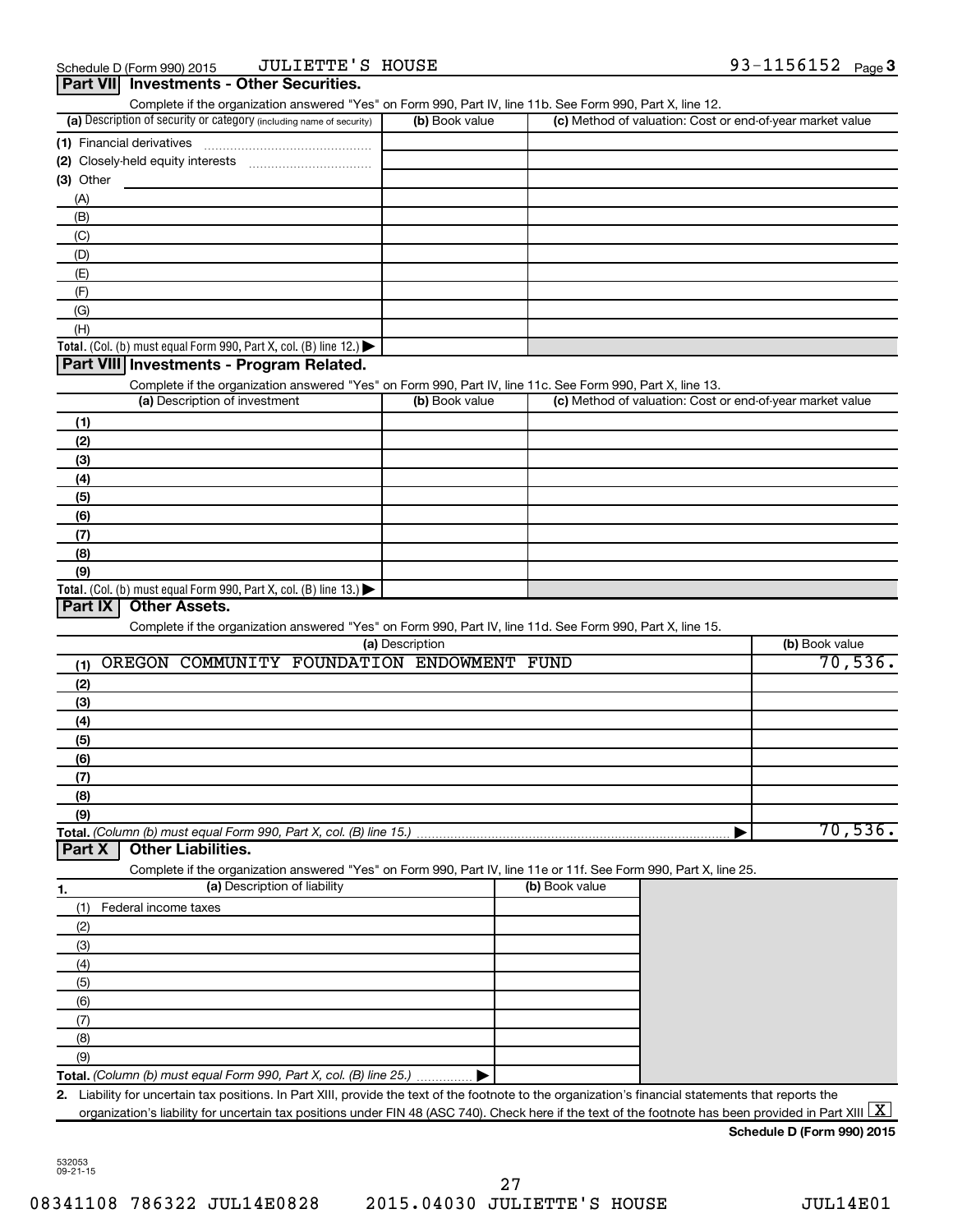Schedule D (Form 990) 2015 JULIETTE'S HOUSE 93-1156152 Page 3

## Part VII Investments - Other Securities.

Complete if the organization answered "Yes" on Form 990, Part IV, line 11b. See Form 990, Part X, line 12.

| (a) Description of security or category (including name of security) | (b) Book value | (c) Method of valuation: Cost or end-of-year market value |
|---|---|---|
| (1) Financial derivatives | | |
| (2) Closely-held equity interests | | |
| (3) Other | | |
| (A) | | |
| (B) | | |
| (C) | | |
| (D) | | |
| (E) | | |
| (F) | | |
| (G) | | |
| (H) | | |
| **Total.** (Col. (b) must equal Form 990, Part X, col. (B) line 12.) ▶ | | |

## Part VIII Investments - Program Related.

Complete if the organization answered "Yes" on Form 990, Part IV, line 11c. See Form 990, Part X, line 13.

| (a) Description of investment | (b) Book value | (c) Method of valuation: Cost or end-of-year market value |
|---|---|---|
| (1) | | |
| (2) | | |
| (3) | | |
| (4) | | |
| (5) | | |
| (6) | | |
| (7) | | |
| (8) | | |
| (9) | | |
| **Total.** (Col. (b) must equal Form 990, Part X, col. (B) line 13.) ▶ | | |

## Part IX Other Assets.

Complete if the organization answered "Yes" on Form 990, Part IV, line 11d. See Form 990, Part X, line 15.

| (a) Description | (b) Book value |
|---|---|
| (1) OREGON COMMUNITY FOUNDATION ENDOWMENT FUND | 70,536. |
| (2) | |
| (3) | |
| (4) | |
| (5) | |
| (6) | |
| (7) | |
| (8) | |
| (9) | |
| **Total.** *(Column (b) must equal Form 990, Part X, col. (B) line 15.)* ▶ | 70,536. |

## Part X Other Liabilities.

Complete if the organization answered "Yes" on Form 990, Part IV, line 11e or 11f. See Form 990, Part X, line 25.

| 1. (a) Description of liability | (b) Book value |
|---|---|
| (1) Federal income taxes | |
| (2) | |
| (3) | |
| (4) | |
| (5) | |
| (6) | |
| (7) | |
| (8) | |
| (9) | |
| **Total.** *(Column (b) must equal Form 990, Part X, col. (B) line 25.)* ▶ | |

2. Liability for uncertain tax positions. In Part XIII, provide the text of the footnote to the organization's financial statements that reports the organization's liability for uncertain tax positions under FIN 48 (ASC 740). Check here if the text of the footnote has been provided in Part XIII [X]

**Schedule D (Form 990) 2015**

532053 09-21-15

08341108 786322 JUL14E0828 2015.04030 JULIETTE'S HOUSE JUL14E01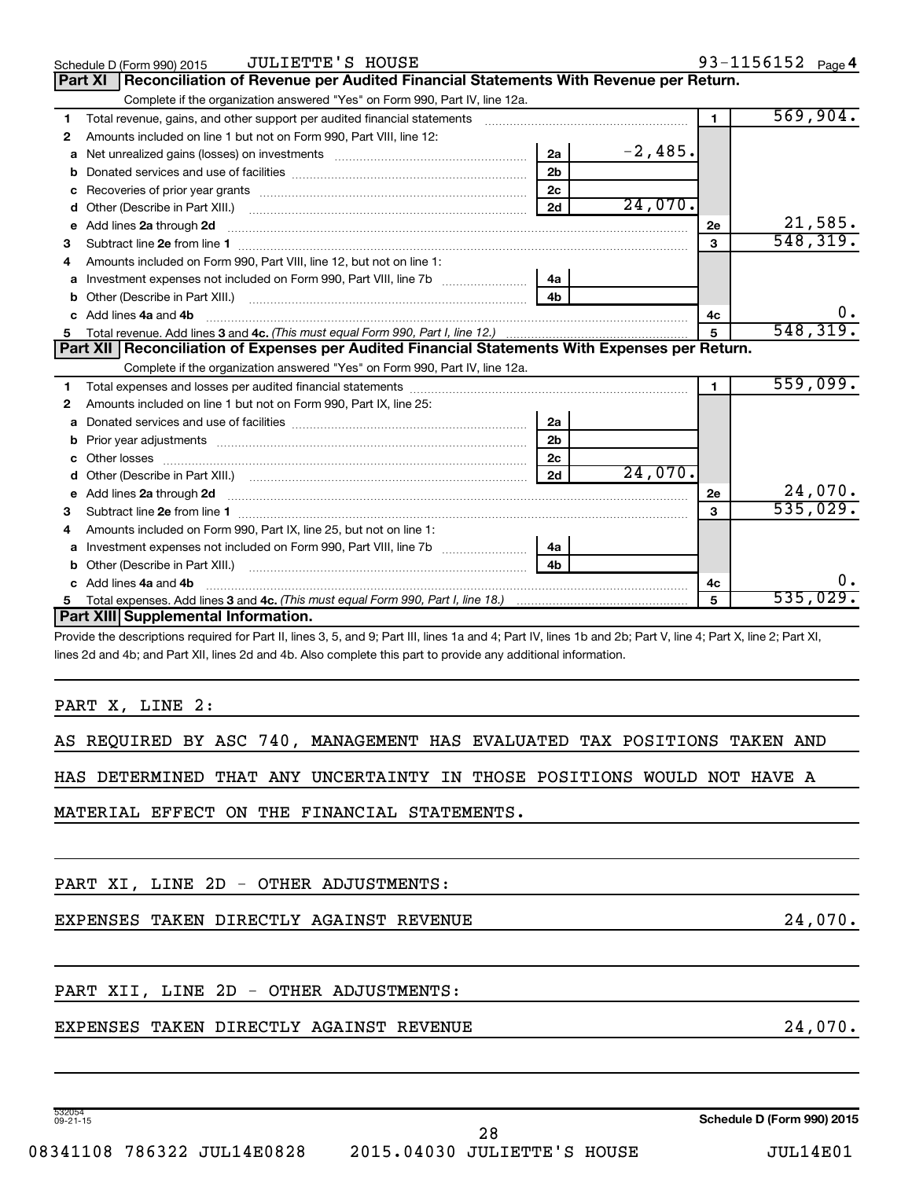Schedule D (Form 990) 2015 JULIETTE'S HOUSE 93-1156152 Page 4

## Part XI Reconciliation of Revenue per Audited Financial Statements With Revenue per Return.

Complete if the organization answered "Yes" on Form 990, Part IV, line 12a.

| | | | | | |
|---|---|---|---|---|---|
| 1 | Total revenue, gains, and other support per audited financial statements | | | 1 | 569,904. |
| 2 | Amounts included on line 1 but not on Form 990, Part VIII, line 12: | | | | |
| a | Net unrealized gains (losses) on investments | 2a | -2,485. | | |
| b | Donated services and use of facilities | 2b | | | |
| c | Recoveries of prior year grants | 2c | | | |
| d | Other (Describe in Part XIII.) | 2d | 24,070. | | |
| e | Add lines 2a through 2d | | | 2e | 21,585. |
| 3 | Subtract line 2e from line 1 | | | 3 | 548,319. |
| 4 | Amounts included on Form 990, Part VIII, line 12, but not on line 1: | | | | |
| a | Investment expenses not included on Form 990, Part VIII, line 7b | 4a | | | |
| b | Other (Describe in Part XIII.) | 4b | | | |
| c | Add lines 4a and 4b | | | 4c | 0. |
| 5 | Total revenue. Add lines 3 and 4c. *(This must equal Form 990, Part I, line 12.)* | | | 5 | 548,319. |

## Part XII Reconciliation of Expenses per Audited Financial Statements With Expenses per Return.

Complete if the organization answered "Yes" on Form 990, Part IV, line 12a.

| | | | | | |
|---|---|---|---|---|---|
| 1 | Total expenses and losses per audited financial statements | | | 1 | 559,099. |
| 2 | Amounts included on line 1 but not on Form 990, Part IX, line 25: | | | | |
| a | Donated services and use of facilities | 2a | | | |
| b | Prior year adjustments | 2b | | | |
| c | Other losses | 2c | | | |
| d | Other (Describe in Part XIII.) | 2d | 24,070. | | |
| e | Add lines 2a through 2d | | | 2e | 24,070. |
| 3 | Subtract line 2e from line 1 | | | 3 | 535,029. |
| 4 | Amounts included on Form 990, Part IX, line 25, but not on line 1: | | | | |
| a | Investment expenses not included on Form 990, Part VIII, line 7b | 4a | | | |
| b | Other (Describe in Part XIII.) | 4b | | | |
| c | Add lines 4a and 4b | | | 4c | 0. |
| 5 | Total expenses. Add lines 3 and 4c. *(This must equal Form 990, Part I, line 18.)* | | | 5 | 535,029. |

## Part XIII Supplemental Information.

Provide the descriptions required for Part II, lines 3, 5, and 9; Part III, lines 1a and 4; Part IV, lines 1b and 2b; Part V, line 4; Part X, line 2; Part XI, lines 2d and 4b; and Part XII, lines 2d and 4b. Also complete this part to provide any additional information.

PART X, LINE 2:

AS REQUIRED BY ASC 740, MANAGEMENT HAS EVALUATED TAX POSITIONS TAKEN AND HAS DETERMINED THAT ANY UNCERTAINTY IN THOSE POSITIONS WOULD NOT HAVE A MATERIAL EFFECT ON THE FINANCIAL STATEMENTS.

PART XI, LINE 2D - OTHER ADJUSTMENTS:

EXPENSES TAKEN DIRECTLY AGAINST REVENUE 24,070.

PART XII, LINE 2D - OTHER ADJUSTMENTS:

EXPENSES TAKEN DIRECTLY AGAINST REVENUE 24,070.

Schedule D (Form 990) 2015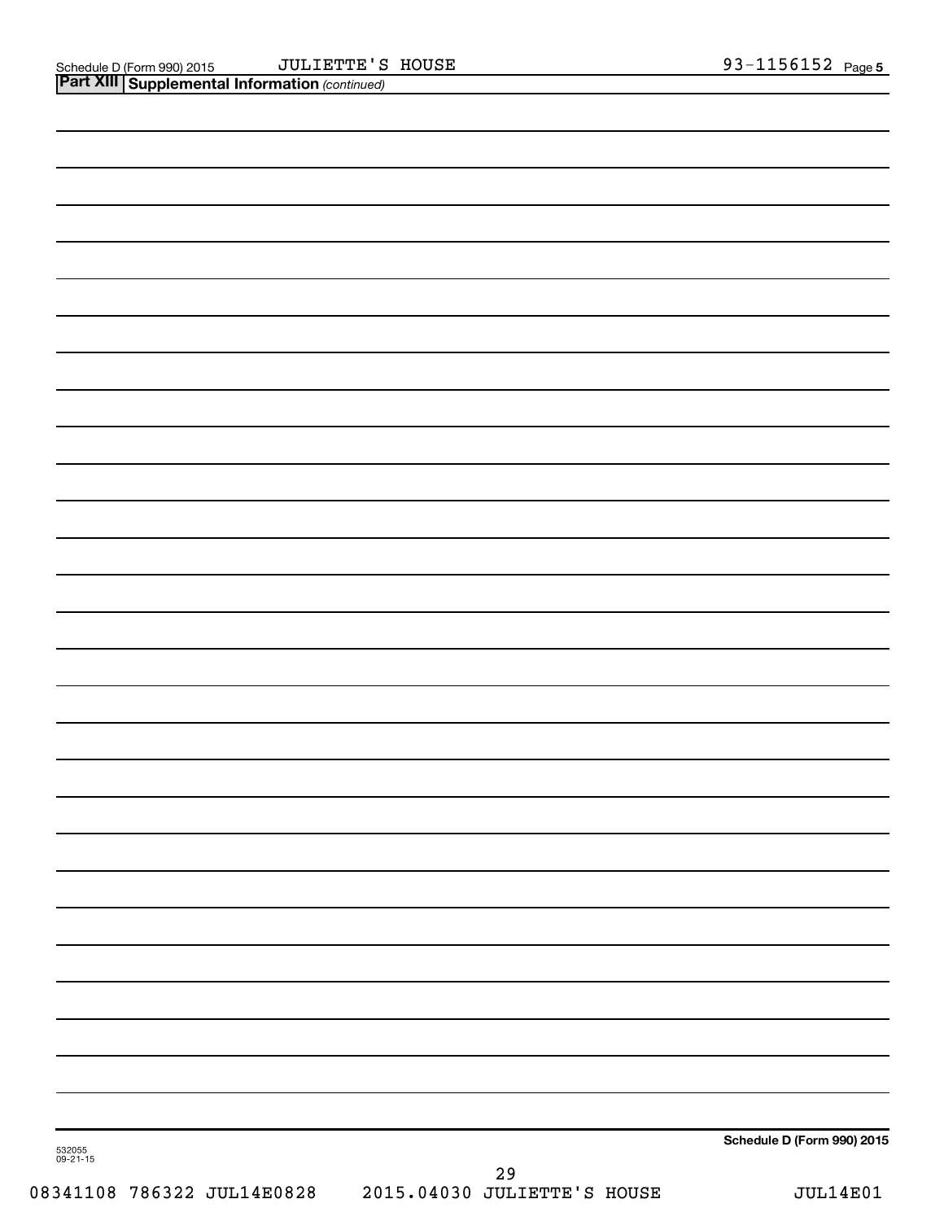Schedule D (Form 990) 2015 JULIETTE'S HOUSE 93-1156152 Page 5

**Part XIII Supplemental Information** *(continued)*

**Schedule D (Form 990) 2015**

532055
09-21-15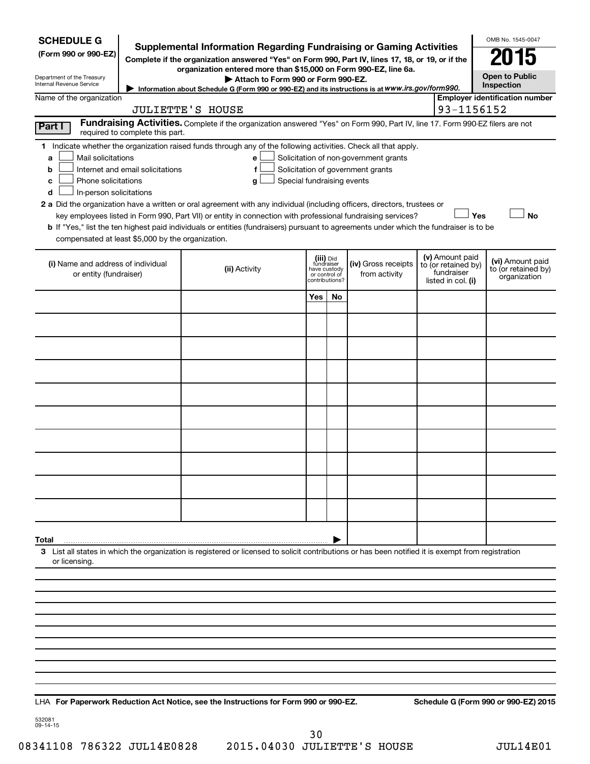**SCHEDULE G**
**(Form 990 or 990-EZ)**

Department of the Treasury
Internal Revenue Service

# Supplemental Information Regarding Fundraising or Gaming Activities

**Complete if the organization answered "Yes" on Form 990, Part IV, lines 17, 18, or 19, or if the organization entered more than $15,000 on Form 990-EZ, line 6a.**

▶ **Attach to Form 990 or Form 990-EZ.**

▶ Information about Schedule G (Form 990 or 990-EZ) and its instructions is at *www.irs.gov/form990.*

OMB No. 1545-0047

**2015**

**Open to Public Inspection**

Name of the organization: JULIETTE'S HOUSE

**Employer identification number:** 93-1156152

**Part I** **Fundraising Activities.** Complete if the organization answered "Yes" on Form 990, Part IV, line 17. Form 990-EZ filers are not required to complete this part.

**1** Indicate whether the organization raised funds through any of the following activities. Check all that apply.

- **a** ☐ Mail solicitations
- **b** ☐ Internet and email solicitations
- **c** ☐ Phone solicitations
- **d** ☐ In-person solicitations
- **e** ☐ Solicitation of non-government grants
- **f** ☐ Solicitation of government grants
- **g** ☐ Special fundraising events

**2 a** Did the organization have a written or oral agreement with any individual (including officers, directors, trustees or key employees listed in Form 990, Part VII) or entity in connection with professional fundraising services? ☐ **Yes** ☐ **No**

**b** If "Yes," list the ten highest paid individuals or entities (fundraisers) pursuant to agreements under which the fundraiser is to be compensated at least $5,000 by the organization.

| (i) Name and address of individual or entity (fundraiser) | (ii) Activity | (iii) Did fundraiser have custody or control of contributions? | | (iv) Gross receipts from activity | (v) Amount paid to (or retained by) fundraiser listed in col. (i) | (vi) Amount paid to (or retained by) organization |
|---|---|---|---|---|---|---|
| | | Yes | No | | | |
| | | | | | | |
| | | | | | | |
| | | | | | | |
| | | | | | | |
| | | | | | | |
| | | | | | | |
| | | | | | | |
| | | | | | | |
| | | | | | | |
| | | | | | | |
| **Total** ▶ | | | | | | |

**3** List all states in which the organization is registered or licensed to solicit contributions or has been notified it is exempt from registration or licensing.

LHA **For Paperwork Reduction Act Notice, see the Instructions for Form 990 or 990-EZ.** **Schedule G (Form 990 or 990-EZ) 2015**

532081
09-14-15

08341108 786322 JUL14E0828 2015.04030 JULIETTE'S HOUSE JUL14E01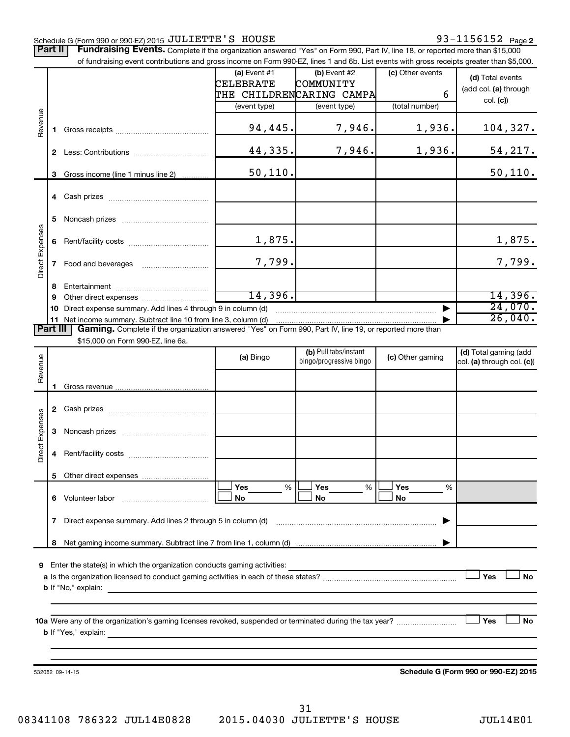Schedule G (Form 990 or 990-EZ) 2015 JULIETTE'S HOUSE 93-1156152 Page 2

**Part II** **Fundraising Events.** Complete if the organization answered "Yes" on Form 990, Part IV, line 18, or reported more than $15,000 of fundraising event contributions and gross income on Form 990-EZ, lines 1 and 6b. List events with gross receipts greater than $5,000.

| | | (a) Event #1 CELEBRATE THE CHILDREN (event type) | (b) Event #2 COMMUNITY CARING CAMPA (event type) | (c) Other events 6 (total number) | (d) Total events (add col. (a) through col. (c)) |
|---|---|---|---|---|---|
| Revenue | 1 Gross receipts | 94,445. | 7,946. | 1,936. | 104,327. |
| | 2 Less: Contributions | 44,335. | 7,946. | 1,936. | 54,217. |
| | 3 Gross income (line 1 minus line 2) | 50,110. | | | 50,110. |
| Direct Expenses | 4 Cash prizes | | | | |
| | 5 Noncash prizes | | | | |
| | 6 Rent/facility costs | 1,875. | | | 1,875. |
| | 7 Food and beverages | 7,799. | | | 7,799. |
| | 8 Entertainment | | | | |
| | 9 Other direct expenses | 14,396. | | | 14,396. |
| | 10 Direct expense summary. Add lines 4 through 9 in column (d) | | | | 24,070. |
| | 11 Net income summary. Subtract line 10 from line 3, column (d) | | | | 26,040. |

**Part III** **Gaming.** Complete if the organization answered "Yes" on Form 990, Part IV, line 19, or reported more than $15,000 on Form 990-EZ, line 6a.

| | | (a) Bingo | (b) Pull tabs/instant bingo/progressive bingo | (c) Other gaming | (d) Total gaming (add col. (a) through col. (c)) |
|---|---|---|---|---|---|
| Revenue | 1 Gross revenue | | | | |
| Direct Expenses | 2 Cash prizes | | | | |
| | 3 Noncash prizes | | | | |
| | 4 Rent/facility costs | | | | |
| | 5 Other direct expenses | | | | |
| | 6 Volunteer labor | ☐ Yes ___% ☐ No | ☐ Yes ___% ☐ No | ☐ Yes ___% ☐ No | |
| | 7 Direct expense summary. Add lines 2 through 5 in column (d) | | | | |
| | 8 Net gaming income summary. Subtract line 7 from line 1, column (d) | | | | |

9 Enter the state(s) in which the organization conducts gaming activities:

a Is the organization licensed to conduct gaming activities in each of these states? ☐ Yes ☐ No

b If "No," explain:

10a Were any of the organization's gaming licenses revoked, suspended or terminated during the tax year? ☐ Yes ☐ No

b If "Yes," explain:

532082 09-14-15 **Schedule G (Form 990 or 990-EZ) 2015**

08341108 786322 JUL14E0828 2015.04030 JULIETTE'S HOUSE JUL14E01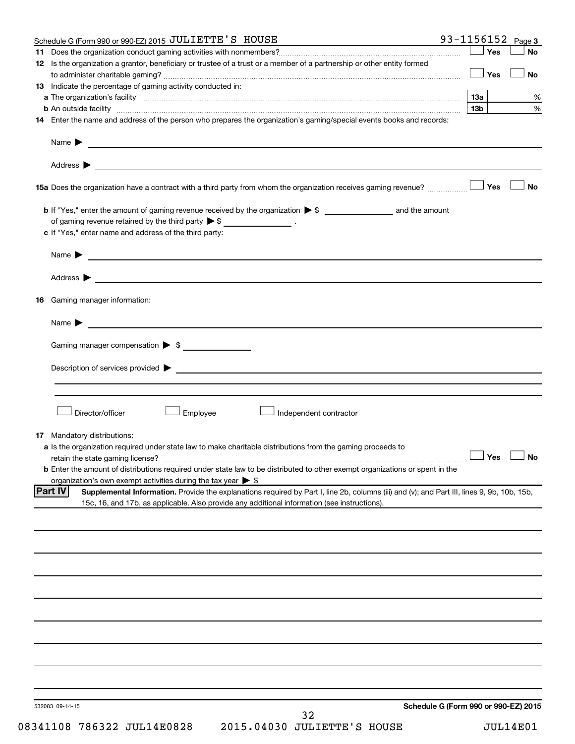Schedule G (Form 990 or 990-EZ) 2015 JULIETTE'S HOUSE 93-1156152 Page 3

**11** Does the organization conduct gaming activities with nonmembers? ☐ Yes ☐ No

**12** Is the organization a grantor, beneficiary or trustee of a trust or a member of a partnership or other entity formed to administer charitable gaming? ☐ Yes ☐ No

**13** Indicate the percentage of gaming activity conducted in:

**a** The organization's facility **13a** %

**b** An outside facility **13b** %

**14** Enter the name and address of the person who prepares the organization's gaming/special events books and records:

Name ▶

Address ▶

**15a** Does the organization have a contract with a third party from whom the organization receives gaming revenue? ☐ Yes ☐ No

**b** If "Yes," enter the amount of gaming revenue received by the organization ▶ $ ______ and the amount of gaming revenue retained by the third party ▶ $ ______ .

**c** If "Yes," enter name and address of the third party:

Name ▶

Address ▶

**16** Gaming manager information:

Name ▶

Gaming manager compensation ▶ $

Description of services provided ▶

☐ Director/officer ☐ Employee ☐ Independent contractor

**17** Mandatory distributions:

**a** Is the organization required under state law to make charitable distributions from the gaming proceeds to retain the state gaming license? ☐ Yes ☐ No

**b** Enter the amount of distributions required under state law to be distributed to other exempt organizations or spent in the organization's own exempt activities during the tax year ▶ $

**Part IV** **Supplemental Information.** Provide the explanations required by Part I, line 2b, columns (iii) and (v); and Part III, lines 9, 9b, 10b, 15b, 15c, 16, and 17b, as applicable. Also provide any additional information (see instructions).

532083 09-14-15 **Schedule G (Form 990 or 990-EZ) 2015**

08341108 786322 JUL14E0828 2015.04030 JULIETTE'S HOUSE JUL14E01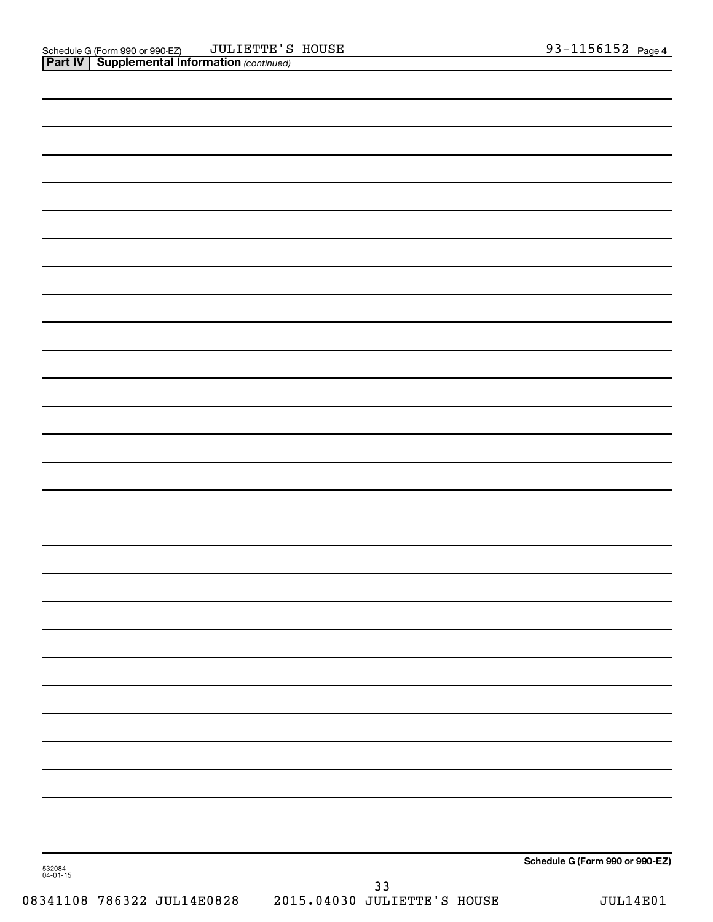Schedule G (Form 990 or 990-EZ) JULIETTE'S HOUSE 93-1156152 Page 4

**Part IV | Supplemental Information** *(continued)*

**Schedule G (Form 990 or 990-EZ)**

532084
04-01-15

08341108 786322 JUL14E0828 2015.04030 JULIETTE'S HOUSE JUL14E01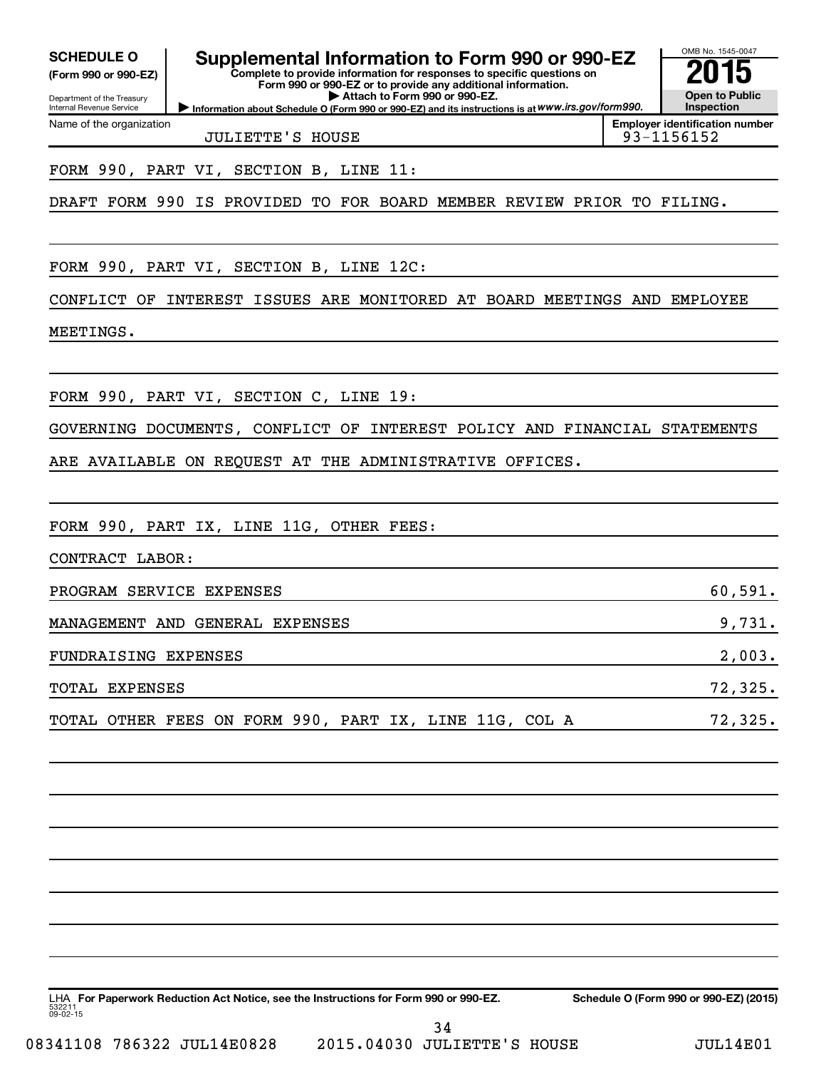**SCHEDULE O**
**(Form 990 or 990-EZ)**

Department of the Treasury
Internal Revenue Service

# Supplemental Information to Form 990 or 990-EZ

**Complete to provide information for responses to specific questions on Form 990 or 990-EZ or to provide any additional information.**

▶ **Attach to Form 990 or 990-EZ.**

▶ **Information about Schedule O (Form 990 or 990-EZ) and its instructions is at** ***www.irs.gov/form990.***

OMB No. 1545-0047

**2015**

**Open to Public Inspection**

Name of the organization: JULIETTE'S HOUSE

**Employer identification number:** 93-1156152

FORM 990, PART VI, SECTION B, LINE 11:

DRAFT FORM 990 IS PROVIDED TO FOR BOARD MEMBER REVIEW PRIOR TO FILING.

FORM 990, PART VI, SECTION B, LINE 12C:

CONFLICT OF INTEREST ISSUES ARE MONITORED AT BOARD MEETINGS AND EMPLOYEE MEETINGS.

FORM 990, PART VI, SECTION C, LINE 19:

GOVERNING DOCUMENTS, CONFLICT OF INTEREST POLICY AND FINANCIAL STATEMENTS ARE AVAILABLE ON REQUEST AT THE ADMINISTRATIVE OFFICES.

FORM 990, PART IX, LINE 11G, OTHER FEES:

CONTRACT LABOR:

| | |
|---|---|
| PROGRAM SERVICE EXPENSES | 60,591. |
| MANAGEMENT AND GENERAL EXPENSES | 9,731. |
| FUNDRAISING EXPENSES | 2,003. |
| TOTAL EXPENSES | 72,325. |
| TOTAL OTHER FEES ON FORM 990, PART IX, LINE 11G, COL A | 72,325. |

LHA **For Paperwork Reduction Act Notice, see the Instructions for Form 990 or 990-EZ.** **Schedule O (Form 990 or 990-EZ) (2015)**
532211
09-02-15